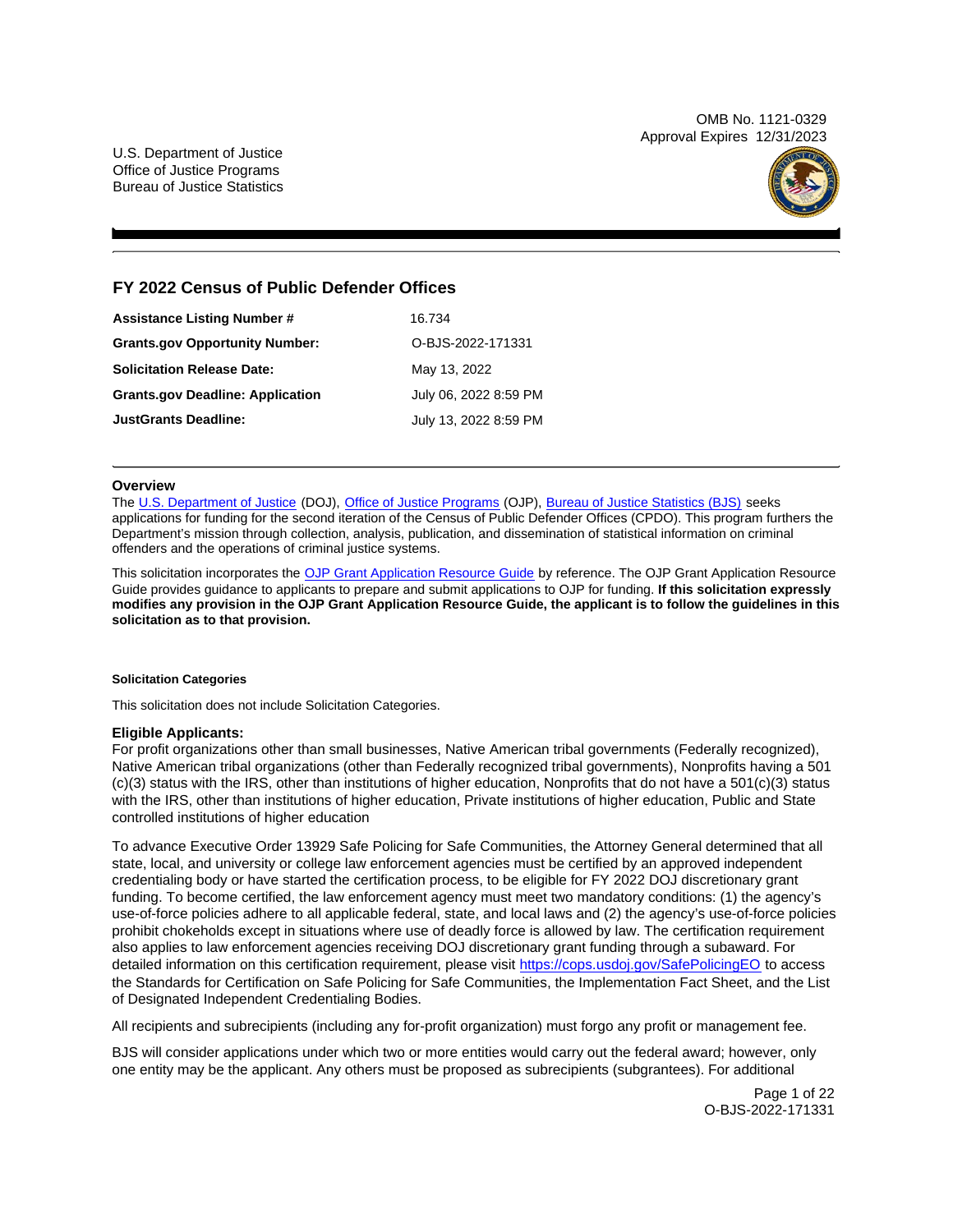OMB No. 1121-0329
Approval Expires 12/31/2023

U.S. Department of Justice
Office of Justice Programs
Bureau of Justice Statistics

# FY 2022 Census of Public Defender Offices

| | |
|---|---|
| **Assistance Listing Number #** | 16.734 |
| **Grants.gov Opportunity Number:** | O-BJS-2022-171331 |
| **Solicitation Release Date:** | May 13, 2022 |
| **Grants.gov Deadline: Application** | July 06, 2022 8:59 PM |
| **JustGrants Deadline:** | July 13, 2022 8:59 PM |

## Overview

The U.S. Department of Justice (DOJ), Office of Justice Programs (OJP), Bureau of Justice Statistics (BJS) seeks applications for funding for the second iteration of the Census of Public Defender Offices (CPDO). This program furthers the Department's mission through collection, analysis, publication, and dissemination of statistical information on criminal offenders and the operations of criminal justice systems.

This solicitation incorporates the OJP Grant Application Resource Guide by reference. The OJP Grant Application Resource Guide provides guidance to applicants to prepare and submit applications to OJP for funding. **If this solicitation expressly modifies any provision in the OJP Grant Application Resource Guide, the applicant is to follow the guidelines in this solicitation as to that provision.**

#### Solicitation Categories

This solicitation does not include Solicitation Categories.

### Eligible Applicants:

For profit organizations other than small businesses, Native American tribal governments (Federally recognized), Native American tribal organizations (other than Federally recognized tribal governments), Nonprofits having a 501 (c)(3) status with the IRS, other than institutions of higher education, Nonprofits that do not have a 501(c)(3) status with the IRS, other than institutions of higher education, Private institutions of higher education, Public and State controlled institutions of higher education

To advance Executive Order 13929 Safe Policing for Safe Communities, the Attorney General determined that all state, local, and university or college law enforcement agencies must be certified by an approved independent credentialing body or have started the certification process, to be eligible for FY 2022 DOJ discretionary grant funding. To become certified, the law enforcement agency must meet two mandatory conditions: (1) the agency's use-of-force policies adhere to all applicable federal, state, and local laws and (2) the agency's use-of-force policies prohibit chokeholds except in situations where use of deadly force is allowed by law. The certification requirement also applies to law enforcement agencies receiving DOJ discretionary grant funding through a subaward. For detailed information on this certification requirement, please visit https://cops.usdoj.gov/SafePolicingEO to access the Standards for Certification on Safe Policing for Safe Communities, the Implementation Fact Sheet, and the List of Designated Independent Credentialing Bodies.

All recipients and subrecipients (including any for-profit organization) must forgo any profit or management fee.

BJS will consider applications under which two or more entities would carry out the federal award; however, only one entity may be the applicant. Any others must be proposed as subrecipients (subgrantees). For additional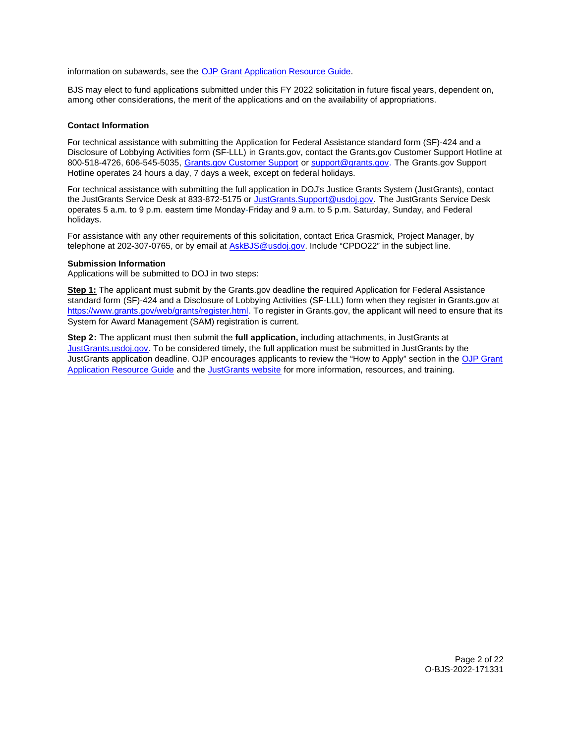information on subawards, see the [OJP Grant Application Resource Guide].

BJS may elect to fund applications submitted under this FY 2022 solicitation in future fiscal years, dependent on, among other considerations, the merit of the applications and on the availability of appropriations.

**Contact Information**

For technical assistance with submitting the Application for Federal Assistance standard form (SF)-424 and a Disclosure of Lobbying Activities form (SF-LLL) in Grants.gov, contact the Grants.gov Customer Support Hotline at 800-518-4726, 606-545-5035, Grants.gov Customer Support or support@grants.gov. The Grants.gov Support Hotline operates 24 hours a day, 7 days a week, except on federal holidays.

For technical assistance with submitting the full application in DOJ's Justice Grants System (JustGrants), contact the JustGrants Service Desk at 833-872-5175 or JustGrants.Support@usdoj.gov. The JustGrants Service Desk operates 5 a.m. to 9 p.m. eastern time Monday-Friday and 9 a.m. to 5 p.m. Saturday, Sunday, and Federal holidays.

For assistance with any other requirements of this solicitation, contact Erica Grasmick, Project Manager, by telephone at 202-307-0765, or by email at AskBJS@usdoj.gov. Include "CPDO22" in the subject line.

**Submission Information**

Applications will be submitted to DOJ in two steps:

**Step 1:** The applicant must submit by the Grants.gov deadline the required Application for Federal Assistance standard form (SF)-424 and a Disclosure of Lobbying Activities (SF-LLL) form when they register in Grants.gov at https://www.grants.gov/web/grants/register.html. To register in Grants.gov, the applicant will need to ensure that its System for Award Management (SAM) registration is current.

**Step 2:** The applicant must then submit the **full application,** including attachments, in JustGrants at JustGrants.usdoj.gov. To be considered timely, the full application must be submitted in JustGrants by the JustGrants application deadline. OJP encourages applicants to review the "How to Apply" section in the OJP Grant Application Resource Guide and the JustGrants website for more information, resources, and training.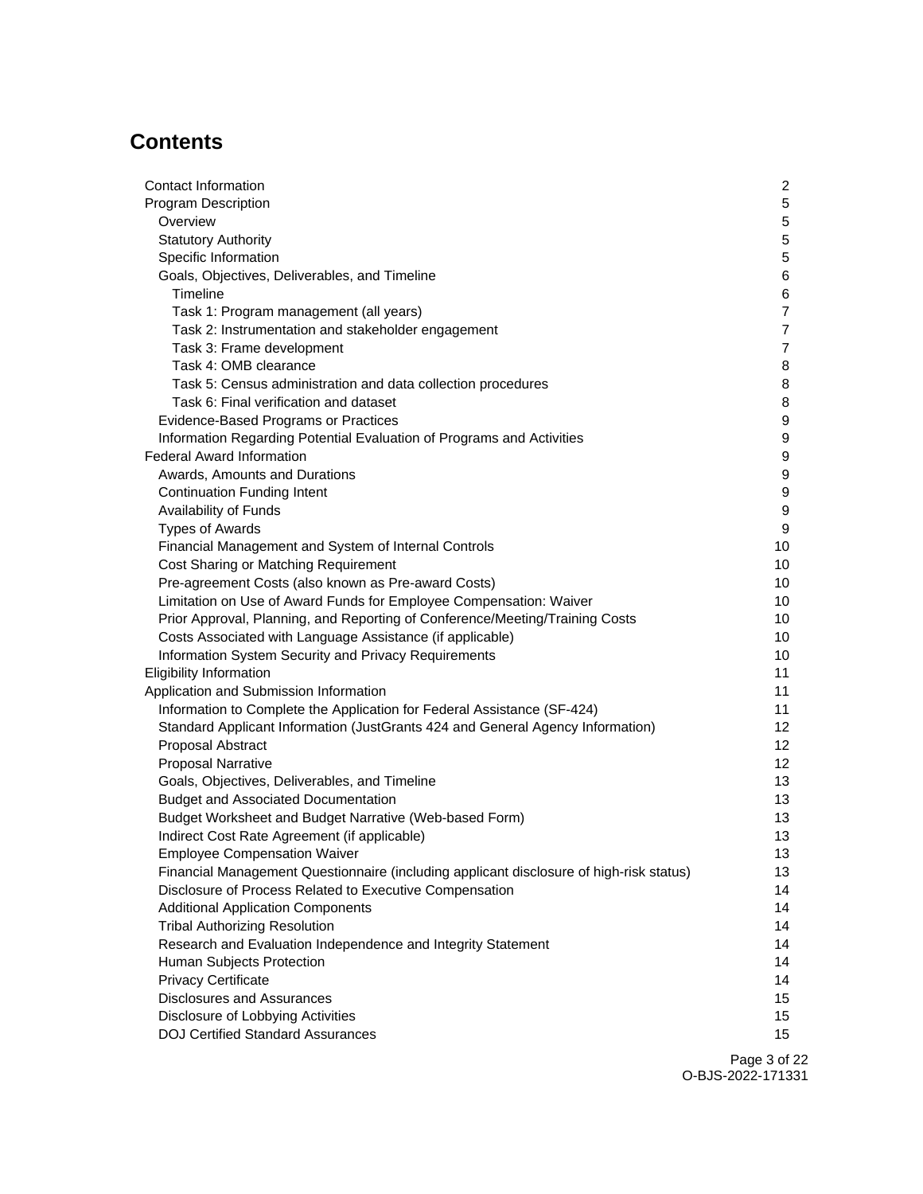# Contents

| | |
|---|---|
| Contact Information | 2 |
| Program Description | 5 |
| Overview | 5 |
| Statutory Authority | 5 |
| Specific Information | 5 |
| Goals, Objectives, Deliverables, and Timeline | 6 |
| Timeline | 6 |
| Task 1: Program management (all years) | 7 |
| Task 2: Instrumentation and stakeholder engagement | 7 |
| Task 3: Frame development | 7 |
| Task 4: OMB clearance | 8 |
| Task 5: Census administration and data collection procedures | 8 |
| Task 6: Final verification and dataset | 8 |
| Evidence-Based Programs or Practices | 9 |
| Information Regarding Potential Evaluation of Programs and Activities | 9 |
| Federal Award Information | 9 |
| Awards, Amounts and Durations | 9 |
| Continuation Funding Intent | 9 |
| Availability of Funds | 9 |
| Types of Awards | 9 |
| Financial Management and System of Internal Controls | 10 |
| Cost Sharing or Matching Requirement | 10 |
| Pre-agreement Costs (also known as Pre-award Costs) | 10 |
| Limitation on Use of Award Funds for Employee Compensation: Waiver | 10 |
| Prior Approval, Planning, and Reporting of Conference/Meeting/Training Costs | 10 |
| Costs Associated with Language Assistance (if applicable) | 10 |
| Information System Security and Privacy Requirements | 10 |
| Eligibility Information | 11 |
| Application and Submission Information | 11 |
| Information to Complete the Application for Federal Assistance (SF-424) | 11 |
| Standard Applicant Information (JustGrants 424 and General Agency Information) | 12 |
| Proposal Abstract | 12 |
| Proposal Narrative | 12 |
| Goals, Objectives, Deliverables, and Timeline | 13 |
| Budget and Associated Documentation | 13 |
| Budget Worksheet and Budget Narrative (Web-based Form) | 13 |
| Indirect Cost Rate Agreement (if applicable) | 13 |
| Employee Compensation Waiver | 13 |
| Financial Management Questionnaire (including applicant disclosure of high-risk status) | 13 |
| Disclosure of Process Related to Executive Compensation | 14 |
| Additional Application Components | 14 |
| Tribal Authorizing Resolution | 14 |
| Research and Evaluation Independence and Integrity Statement | 14 |
| Human Subjects Protection | 14 |
| Privacy Certificate | 14 |
| Disclosures and Assurances | 15 |
| Disclosure of Lobbying Activities | 15 |
| DOJ Certified Standard Assurances | 15 |

O-BJS-2022-171331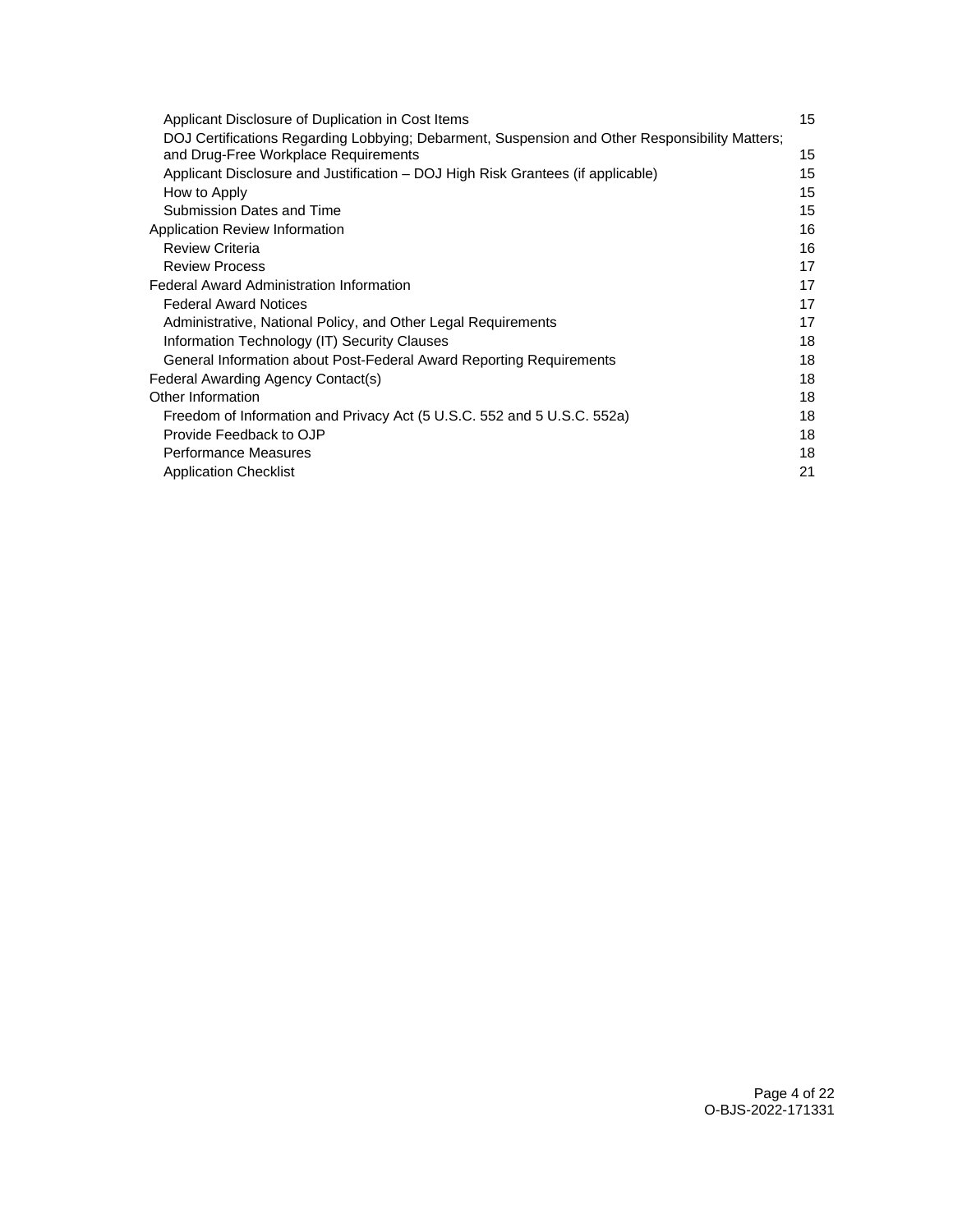- Applicant Disclosure of Duplication in Cost Items 15
- DOJ Certifications Regarding Lobbying; Debarment, Suspension and Other Responsibility Matters; and Drug-Free Workplace Requirements 15
- Applicant Disclosure and Justification – DOJ High Risk Grantees (if applicable) 15
- How to Apply 15
- Submission Dates and Time 15

Application Review Information 16

- Review Criteria 16
- Review Process 17

Federal Award Administration Information 17

- Federal Award Notices 17
- Administrative, National Policy, and Other Legal Requirements 17
- Information Technology (IT) Security Clauses 18
- General Information about Post-Federal Award Reporting Requirements 18

Federal Awarding Agency Contact(s) 18

Other Information 18

- Freedom of Information and Privacy Act (5 U.S.C. 552 and 5 U.S.C. 552a) 18
- Provide Feedback to OJP 18
- Performance Measures 18
- Application Checklist 21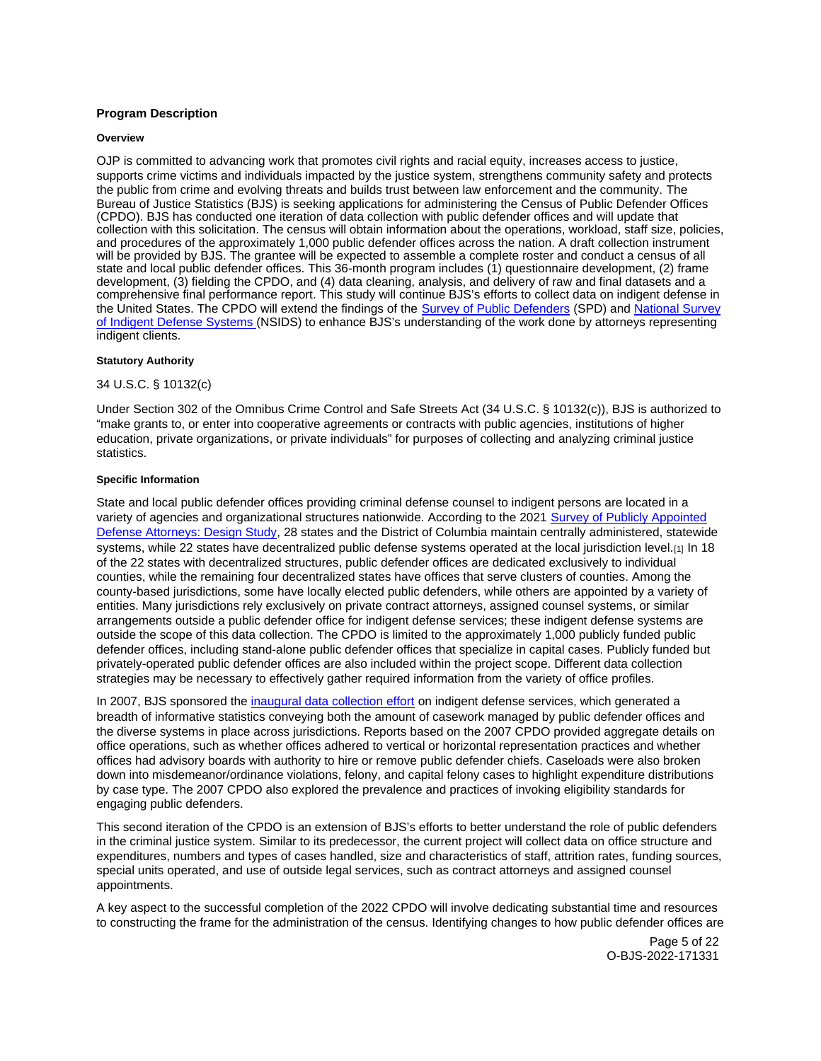## Program Description

### Overview

OJP is committed to advancing work that promotes civil rights and racial equity, increases access to justice, supports crime victims and individuals impacted by the justice system, strengthens community safety and protects the public from crime and evolving threats and builds trust between law enforcement and the community. The Bureau of Justice Statistics (BJS) is seeking applications for administering the Census of Public Defender Offices (CPDO). BJS has conducted one iteration of data collection with public defender offices and will update that collection with this solicitation. The census will obtain information about the operations, workload, staff size, policies, and procedures of the approximately 1,000 public defender offices across the nation. A draft collection instrument will be provided by BJS. The grantee will be expected to assemble a complete roster and conduct a census of all state and local public defender offices. This 36-month program includes (1) questionnaire development, (2) frame development, (3) fielding the CPDO, and (4) data cleaning, analysis, and delivery of raw and final datasets and a comprehensive final performance report. This study will continue BJS's efforts to collect data on indigent defense in the United States. The CPDO will extend the findings of the Survey of Public Defenders (SPD) and National Survey of Indigent Defense Systems (NSIDS) to enhance BJS's understanding of the work done by attorneys representing indigent clients.

### Statutory Authority

34 U.S.C. § 10132(c)

Under Section 302 of the Omnibus Crime Control and Safe Streets Act (34 U.S.C. § 10132(c)), BJS is authorized to "make grants to, or enter into cooperative agreements or contracts with public agencies, institutions of higher education, private organizations, or private individuals" for purposes of collecting and analyzing criminal justice statistics.

### Specific Information

State and local public defender offices providing criminal defense counsel to indigent persons are located in a variety of agencies and organizational structures nationwide. According to the 2021 Survey of Publicly Appointed Defense Attorneys: Design Study, 28 states and the District of Columbia maintain centrally administered, statewide systems, while 22 states have decentralized public defense systems operated at the local jurisdiction level.[1] In 18 of the 22 states with decentralized structures, public defender offices are dedicated exclusively to individual counties, while the remaining four decentralized states have offices that serve clusters of counties. Among the county-based jurisdictions, some have locally elected public defenders, while others are appointed by a variety of entities. Many jurisdictions rely exclusively on private contract attorneys, assigned counsel systems, or similar arrangements outside a public defender office for indigent defense services; these indigent defense systems are outside the scope of this data collection. The CPDO is limited to the approximately 1,000 publicly funded public defender offices, including stand-alone public defender offices that specialize in capital cases. Publicly funded but privately-operated public defender offices are also included within the project scope. Different data collection strategies may be necessary to effectively gather required information from the variety of office profiles.

In 2007, BJS sponsored the inaugural data collection effort on indigent defense services, which generated a breadth of informative statistics conveying both the amount of casework managed by public defender offices and the diverse systems in place across jurisdictions. Reports based on the 2007 CPDO provided aggregate details on office operations, such as whether offices adhered to vertical or horizontal representation practices and whether offices had advisory boards with authority to hire or remove public defender chiefs. Caseloads were also broken down into misdemeanor/ordinance violations, felony, and capital felony cases to highlight expenditure distributions by case type. The 2007 CPDO also explored the prevalence and practices of invoking eligibility standards for engaging public defenders.

This second iteration of the CPDO is an extension of BJS's efforts to better understand the role of public defenders in the criminal justice system. Similar to its predecessor, the current project will collect data on office structure and expenditures, numbers and types of cases handled, size and characteristics of staff, attrition rates, funding sources, special units operated, and use of outside legal services, such as contract attorneys and assigned counsel appointments.

A key aspect to the successful completion of the 2022 CPDO will involve dedicating substantial time and resources to constructing the frame for the administration of the census. Identifying changes to how public defender offices are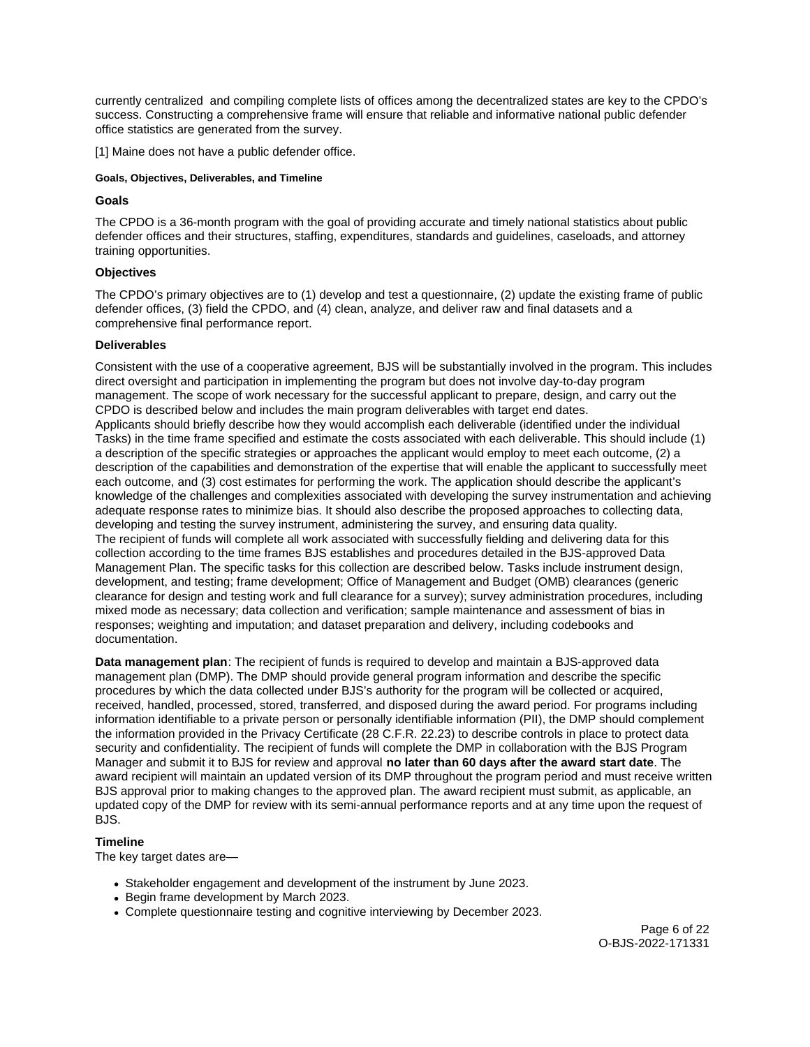currently centralized and compiling complete lists of offices among the decentralized states are key to the CPDO's success. Constructing a comprehensive frame will ensure that reliable and informative national public defender office statistics are generated from the survey.

[1] Maine does not have a public defender office.

#### Goals, Objectives, Deliverables, and Timeline

### Goals

The CPDO is a 36-month program with the goal of providing accurate and timely national statistics about public defender offices and their structures, staffing, expenditures, standards and guidelines, caseloads, and attorney training opportunities.

### Objectives

The CPDO's primary objectives are to (1) develop and test a questionnaire, (2) update the existing frame of public defender offices, (3) field the CPDO, and (4) clean, analyze, and deliver raw and final datasets and a comprehensive final performance report.

### Deliverables

Consistent with the use of a cooperative agreement, BJS will be substantially involved in the program. This includes direct oversight and participation in implementing the program but does not involve day-to-day program management. The scope of work necessary for the successful applicant to prepare, design, and carry out the CPDO is described below and includes the main program deliverables with target end dates.
Applicants should briefly describe how they would accomplish each deliverable (identified under the individual Tasks) in the time frame specified and estimate the costs associated with each deliverable. This should include (1) a description of the specific strategies or approaches the applicant would employ to meet each outcome, (2) a description of the capabilities and demonstration of the expertise that will enable the applicant to successfully meet each outcome, and (3) cost estimates for performing the work. The application should describe the applicant's knowledge of the challenges and complexities associated with developing the survey instrumentation and achieving adequate response rates to minimize bias. It should also describe the proposed approaches to collecting data, developing and testing the survey instrument, administering the survey, and ensuring data quality.
The recipient of funds will complete all work associated with successfully fielding and delivering data for this collection according to the time frames BJS establishes and procedures detailed in the BJS-approved Data Management Plan. The specific tasks for this collection are described below. Tasks include instrument design, development, and testing; frame development; Office of Management and Budget (OMB) clearances (generic clearance for design and testing work and full clearance for a survey); survey administration procedures, including mixed mode as necessary; data collection and verification; sample maintenance and assessment of bias in responses; weighting and imputation; and dataset preparation and delivery, including codebooks and documentation.

**Data management plan**: The recipient of funds is required to develop and maintain a BJS-approved data management plan (DMP). The DMP should provide general program information and describe the specific procedures by which the data collected under BJS's authority for the program will be collected or acquired, received, handled, processed, stored, transferred, and disposed during the award period. For programs including information identifiable to a private person or personally identifiable information (PII), the DMP should complement the information provided in the Privacy Certificate (28 C.F.R. 22.23) to describe controls in place to protect data security and confidentiality. The recipient of funds will complete the DMP in collaboration with the BJS Program Manager and submit it to BJS for review and approval **no later than 60 days after the award start date**. The award recipient will maintain an updated version of its DMP throughout the program period and must receive written BJS approval prior to making changes to the approved plan. The award recipient must submit, as applicable, an updated copy of the DMP for review with its semi-annual performance reports and at any time upon the request of BJS.

### Timeline

The key target dates are—

- Stakeholder engagement and development of the instrument by June 2023.
- Begin frame development by March 2023.
- Complete questionnaire testing and cognitive interviewing by December 2023.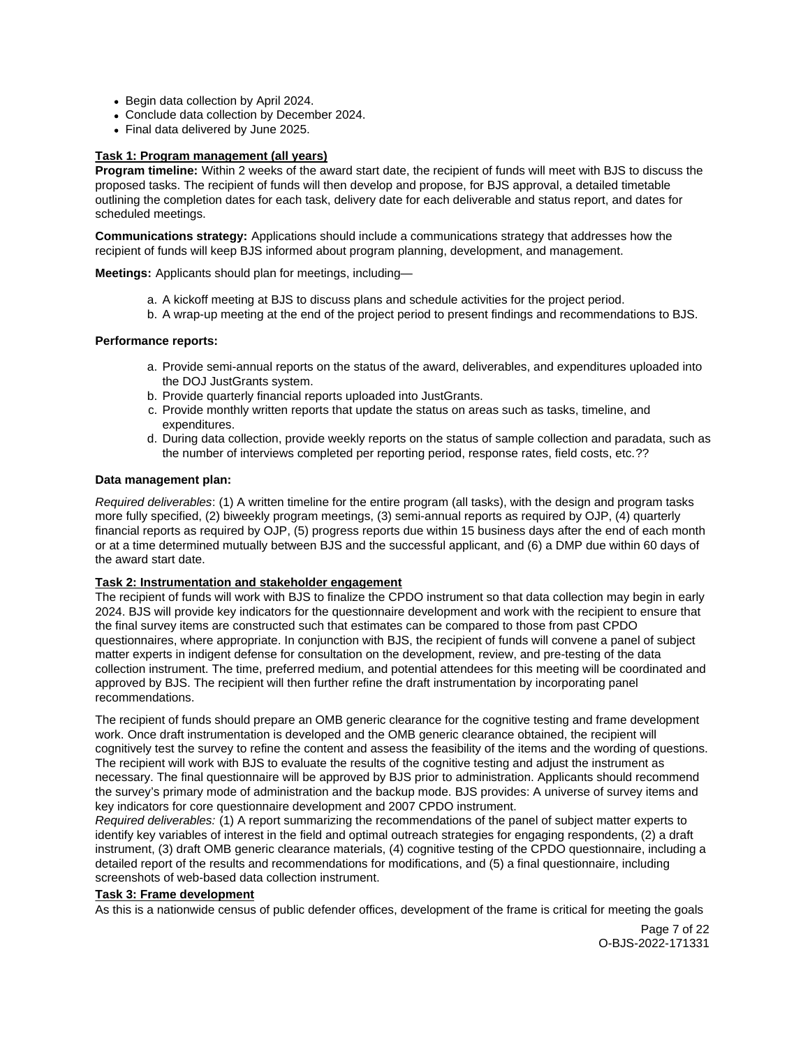- Begin data collection by April 2024.
- Conclude data collection by December 2024.
- Final data delivered by June 2025.

**Task 1: Program management (all years)**

**Program timeline:** Within 2 weeks of the award start date, the recipient of funds will meet with BJS to discuss the proposed tasks. The recipient of funds will then develop and propose, for BJS approval, a detailed timetable outlining the completion dates for each task, delivery date for each deliverable and status report, and dates for scheduled meetings.

**Communications strategy:** Applications should include a communications strategy that addresses how the recipient of funds will keep BJS informed about program planning, development, and management.

**Meetings:** Applicants should plan for meetings, including—

a. A kickoff meeting at BJS to discuss plans and schedule activities for the project period.
b. A wrap-up meeting at the end of the project period to present findings and recommendations to BJS.

**Performance reports:**

a. Provide semi-annual reports on the status of the award, deliverables, and expenditures uploaded into the DOJ JustGrants system.
b. Provide quarterly financial reports uploaded into JustGrants.
c. Provide monthly written reports that update the status on areas such as tasks, timeline, and expenditures.
d. During data collection, provide weekly reports on the status of sample collection and paradata, such as the number of interviews completed per reporting period, response rates, field costs, etc.??

**Data management plan:**

*Required deliverables*: (1) A written timeline for the entire program (all tasks), with the design and program tasks more fully specified, (2) biweekly program meetings, (3) semi-annual reports as required by OJP, (4) quarterly financial reports as required by OJP, (5) progress reports due within 15 business days after the end of each month or at a time determined mutually between BJS and the successful applicant, and (6) a DMP due within 60 days of the award start date.

**Task 2: Instrumentation and stakeholder engagement**

The recipient of funds will work with BJS to finalize the CPDO instrument so that data collection may begin in early 2024. BJS will provide key indicators for the questionnaire development and work with the recipient to ensure that the final survey items are constructed such that estimates can be compared to those from past CPDO questionnaires, where appropriate. In conjunction with BJS, the recipient of funds will convene a panel of subject matter experts in indigent defense for consultation on the development, review, and pre-testing of the data collection instrument. The time, preferred medium, and potential attendees for this meeting will be coordinated and approved by BJS. The recipient will then further refine the draft instrumentation by incorporating panel recommendations.

The recipient of funds should prepare an OMB generic clearance for the cognitive testing and frame development work. Once draft instrumentation is developed and the OMB generic clearance obtained, the recipient will cognitively test the survey to refine the content and assess the feasibility of the items and the wording of questions. The recipient will work with BJS to evaluate the results of the cognitive testing and adjust the instrument as necessary. The final questionnaire will be approved by BJS prior to administration. Applicants should recommend the survey's primary mode of administration and the backup mode. BJS provides: A universe of survey items and key indicators for core questionnaire development and 2007 CPDO instrument.

*Required deliverables:* (1) A report summarizing the recommendations of the panel of subject matter experts to identify key variables of interest in the field and optimal outreach strategies for engaging respondents, (2) a draft instrument, (3) draft OMB generic clearance materials, (4) cognitive testing of the CPDO questionnaire, including a detailed report of the results and recommendations for modifications, and (5) a final questionnaire, including screenshots of web-based data collection instrument.

**Task 3: Frame development**

As this is a nationwide census of public defender offices, development of the frame is critical for meeting the goals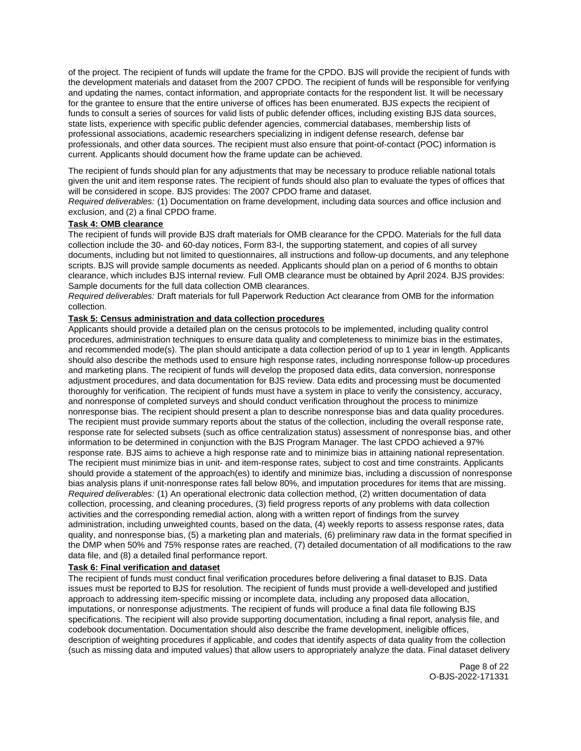of the project. The recipient of funds will update the frame for the CPDO. BJS will provide the recipient of funds with the development materials and dataset from the 2007 CPDO. The recipient of funds will be responsible for verifying and updating the names, contact information, and appropriate contacts for the respondent list. It will be necessary for the grantee to ensure that the entire universe of offices has been enumerated. BJS expects the recipient of funds to consult a series of sources for valid lists of public defender offices, including existing BJS data sources, state lists, experience with specific public defender agencies, commercial databases, membership lists of professional associations, academic researchers specializing in indigent defense research, defense bar professionals, and other data sources. The recipient must also ensure that point-of-contact (POC) information is current. Applicants should document how the frame update can be achieved.

The recipient of funds should plan for any adjustments that may be necessary to produce reliable national totals given the unit and item response rates. The recipient of funds should also plan to evaluate the types of offices that will be considered in scope. BJS provides: The 2007 CPDO frame and dataset.
*Required deliverables:* (1) Documentation on frame development, including data sources and office inclusion and exclusion, and (2) a final CPDO frame.

**Task 4: OMB clearance**

The recipient of funds will provide BJS draft materials for OMB clearance for the CPDO. Materials for the full data collection include the 30- and 60-day notices, Form 83-I, the supporting statement, and copies of all survey documents, including but not limited to questionnaires, all instructions and follow-up documents, and any telephone scripts. BJS will provide sample documents as needed. Applicants should plan on a period of 6 months to obtain clearance, which includes BJS internal review. Full OMB clearance must be obtained by April 2024. BJS provides: Sample documents for the full data collection OMB clearances.
*Required deliverables:* Draft materials for full Paperwork Reduction Act clearance from OMB for the information collection.

**Task 5: Census administration and data collection procedures**

Applicants should provide a detailed plan on the census protocols to be implemented, including quality control procedures, administration techniques to ensure data quality and completeness to minimize bias in the estimates, and recommended mode(s). The plan should anticipate a data collection period of up to 1 year in length. Applicants should also describe the methods used to ensure high response rates, including nonresponse follow-up procedures and marketing plans. The recipient of funds will develop the proposed data edits, data conversion, nonresponse adjustment procedures, and data documentation for BJS review. Data edits and processing must be documented thoroughly for verification. The recipient of funds must have a system in place to verify the consistency, accuracy, and nonresponse of completed surveys and should conduct verification throughout the process to minimize nonresponse bias. The recipient should present a plan to describe nonresponse bias and data quality procedures. The recipient must provide summary reports about the status of the collection, including the overall response rate, response rate for selected subsets (such as office centralization status) assessment of nonresponse bias, and other information to be determined in conjunction with the BJS Program Manager. The last CPDO achieved a 97% response rate. BJS aims to achieve a high response rate and to minimize bias in attaining national representation. The recipient must minimize bias in unit- and item-response rates, subject to cost and time constraints. Applicants should provide a statement of the approach(es) to identify and minimize bias, including a discussion of nonresponse bias analysis plans if unit-nonresponse rates fall below 80%, and imputation procedures for items that are missing.
*Required deliverables:* (1) An operational electronic data collection method, (2) written documentation of data collection, processing, and cleaning procedures, (3) field progress reports of any problems with data collection activities and the corresponding remedial action, along with a written report of findings from the survey administration, including unweighted counts, based on the data, (4) weekly reports to assess response rates, data quality, and nonresponse bias, (5) a marketing plan and materials, (6) preliminary raw data in the format specified in the DMP when 50% and 75% response rates are reached, (7) detailed documentation of all modifications to the raw data file, and (8) a detailed final performance report.

**Task 6: Final verification and dataset**

The recipient of funds must conduct final verification procedures before delivering a final dataset to BJS. Data issues must be reported to BJS for resolution. The recipient of funds must provide a well-developed and justified approach to addressing item-specific missing or incomplete data, including any proposed data allocation, imputations, or nonresponse adjustments. The recipient of funds will produce a final data file following BJS specifications. The recipient will also provide supporting documentation, including a final report, analysis file, and codebook documentation. Documentation should also describe the frame development, ineligible offices, description of weighting procedures if applicable, and codes that identify aspects of data quality from the collection (such as missing data and imputed values) that allow users to appropriately analyze the data. Final dataset delivery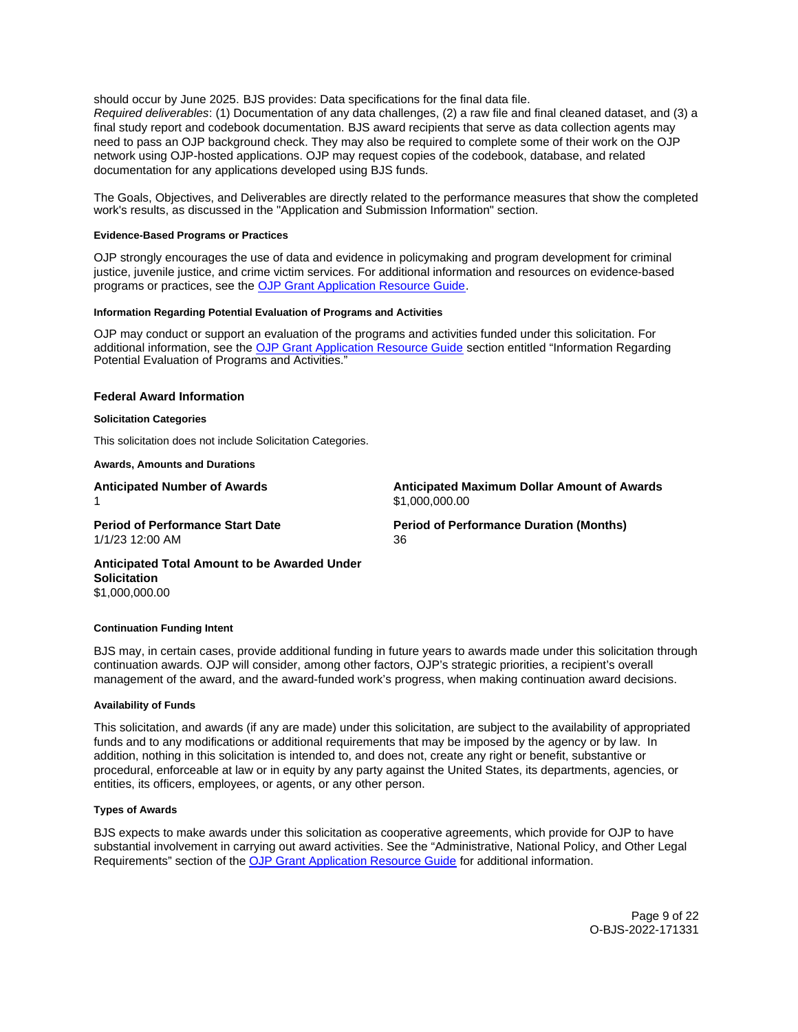should occur by June 2025. BJS provides: Data specifications for the final data file.

*Required deliverables*: (1) Documentation of any data challenges, (2) a raw file and final cleaned dataset, and (3) a final study report and codebook documentation. BJS award recipients that serve as data collection agents may need to pass an OJP background check. They may also be required to complete some of their work on the OJP network using OJP-hosted applications. OJP may request copies of the codebook, database, and related documentation for any applications developed using BJS funds.

The Goals, Objectives, and Deliverables are directly related to the performance measures that show the completed work's results, as discussed in the "Application and Submission Information" section.

#### Evidence-Based Programs or Practices

OJP strongly encourages the use of data and evidence in policymaking and program development for criminal justice, juvenile justice, and crime victim services. For additional information and resources on evidence-based programs or practices, see the [OJP Grant Application Resource Guide](#).

#### Information Regarding Potential Evaluation of Programs and Activities

OJP may conduct or support an evaluation of the programs and activities funded under this solicitation. For additional information, see the [OJP Grant Application Resource Guide](#) section entitled "Information Regarding Potential Evaluation of Programs and Activities."

### Federal Award Information

#### Solicitation Categories

This solicitation does not include Solicitation Categories.

#### Awards, Amounts and Durations

**Anticipated Number of Awards**
1

**Anticipated Maximum Dollar Amount of Awards**
$1,000,000.00

**Period of Performance Start Date**
1/1/23 12:00 AM

**Period of Performance Duration (Months)**
36

**Anticipated Total Amount to be Awarded Under Solicitation**
$1,000,000.00

#### Continuation Funding Intent

BJS may, in certain cases, provide additional funding in future years to awards made under this solicitation through continuation awards. OJP will consider, among other factors, OJP's strategic priorities, a recipient's overall management of the award, and the award-funded work's progress, when making continuation award decisions.

#### Availability of Funds

This solicitation, and awards (if any are made) under this solicitation, are subject to the availability of appropriated funds and to any modifications or additional requirements that may be imposed by the agency or by law. In addition, nothing in this solicitation is intended to, and does not, create any right or benefit, substantive or procedural, enforceable at law or in equity by any party against the United States, its departments, agencies, or entities, its officers, employees, or agents, or any other person.

#### Types of Awards

BJS expects to make awards under this solicitation as cooperative agreements, which provide for OJP to have substantial involvement in carrying out award activities. See the "Administrative, National Policy, and Other Legal Requirements" section of the [OJP Grant Application Resource Guide](#) for additional information.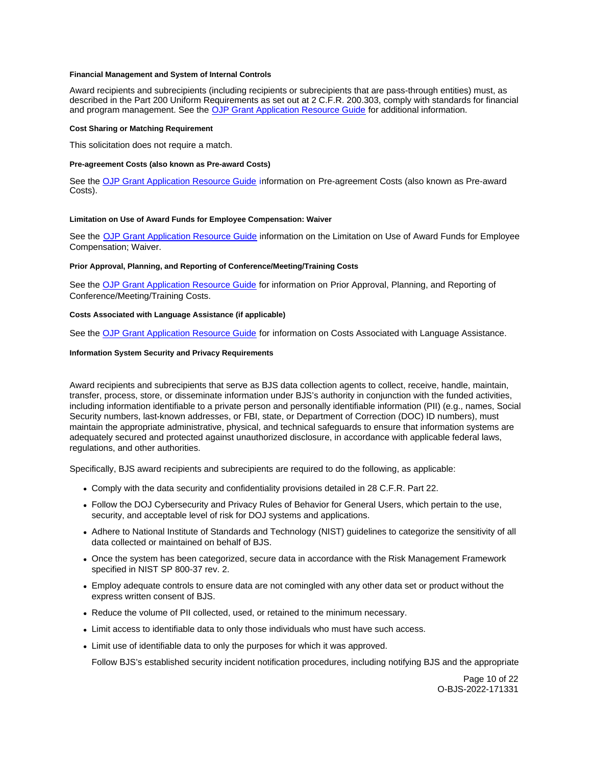#### Financial Management and System of Internal Controls

Award recipients and subrecipients (including recipients or subrecipients that are pass-through entities) must, as described in the Part 200 Uniform Requirements as set out at 2 C.F.R. 200.303, comply with standards for financial and program management. See the OJP Grant Application Resource Guide for additional information.

#### Cost Sharing or Matching Requirement

This solicitation does not require a match.

#### Pre-agreement Costs (also known as Pre-award Costs)

See the OJP Grant Application Resource Guide information on Pre-agreement Costs (also known as Pre-award Costs).

#### Limitation on Use of Award Funds for Employee Compensation: Waiver

See the OJP Grant Application Resource Guide information on the Limitation on Use of Award Funds for Employee Compensation; Waiver.

#### Prior Approval, Planning, and Reporting of Conference/Meeting/Training Costs

See the OJP Grant Application Resource Guide for information on Prior Approval, Planning, and Reporting of Conference/Meeting/Training Costs.

#### Costs Associated with Language Assistance (if applicable)

See the OJP Grant Application Resource Guide for information on Costs Associated with Language Assistance.

#### Information System Security and Privacy Requirements

Award recipients and subrecipients that serve as BJS data collection agents to collect, receive, handle, maintain, transfer, process, store, or disseminate information under BJS's authority in conjunction with the funded activities, including information identifiable to a private person and personally identifiable information (PII) (e.g., names, Social Security numbers, last-known addresses, or FBI, state, or Department of Correction (DOC) ID numbers), must maintain the appropriate administrative, physical, and technical safeguards to ensure that information systems are adequately secured and protected against unauthorized disclosure, in accordance with applicable federal laws, regulations, and other authorities.

Specifically, BJS award recipients and subrecipients are required to do the following, as applicable:

- Comply with the data security and confidentiality provisions detailed in 28 C.F.R. Part 22.
- Follow the DOJ Cybersecurity and Privacy Rules of Behavior for General Users, which pertain to the use, security, and acceptable level of risk for DOJ systems and applications.
- Adhere to National Institute of Standards and Technology (NIST) guidelines to categorize the sensitivity of all data collected or maintained on behalf of BJS.
- Once the system has been categorized, secure data in accordance with the Risk Management Framework specified in NIST SP 800-37 rev. 2.
- Employ adequate controls to ensure data are not comingled with any other data set or product without the express written consent of BJS.
- Reduce the volume of PII collected, used, or retained to the minimum necessary.
- Limit access to identifiable data to only those individuals who must have such access.
- Limit use of identifiable data to only the purposes for which it was approved.

  Follow BJS's established security incident notification procedures, including notifying BJS and the appropriate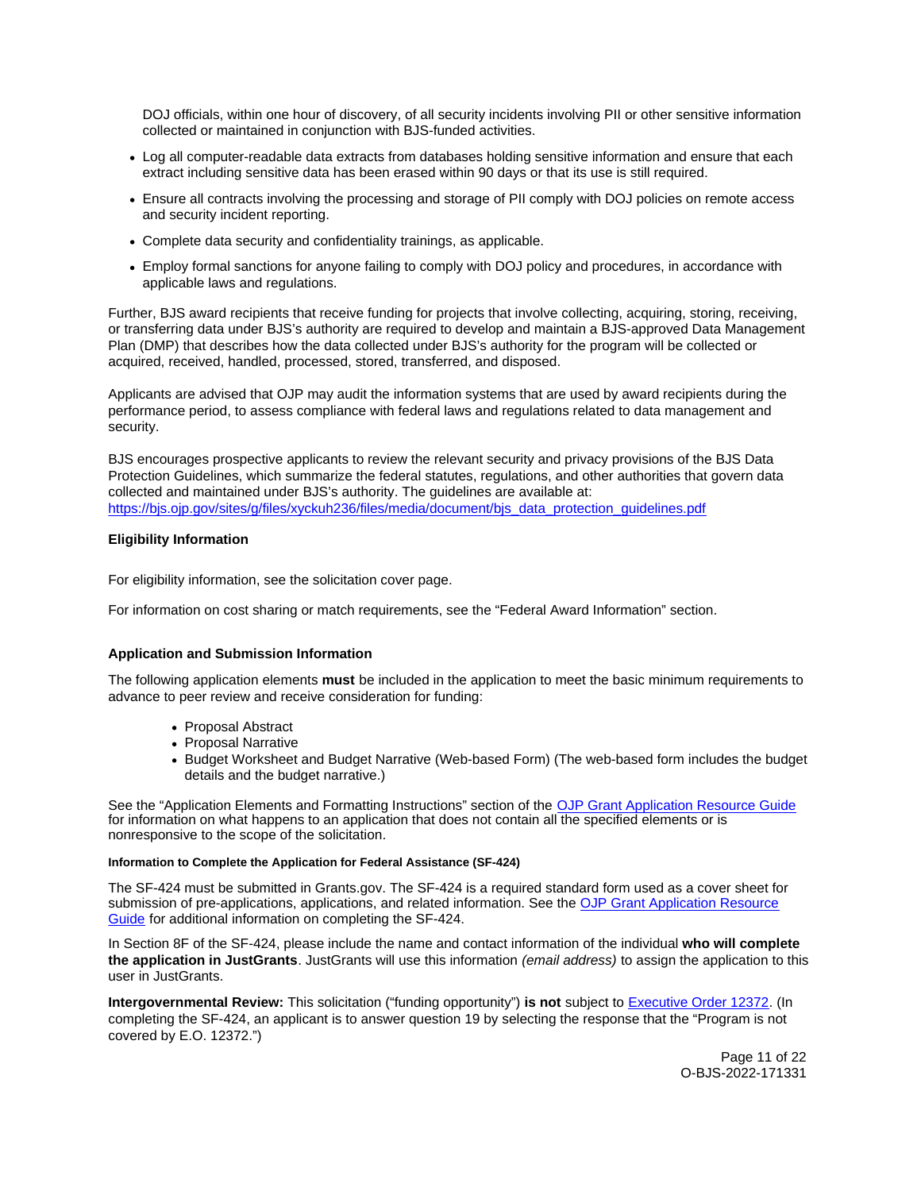DOJ officials, within one hour of discovery, of all security incidents involving PII or other sensitive information collected or maintained in conjunction with BJS-funded activities.

- Log all computer-readable data extracts from databases holding sensitive information and ensure that each extract including sensitive data has been erased within 90 days or that its use is still required.
- Ensure all contracts involving the processing and storage of PII comply with DOJ policies on remote access and security incident reporting.
- Complete data security and confidentiality trainings, as applicable.
- Employ formal sanctions for anyone failing to comply with DOJ policy and procedures, in accordance with applicable laws and regulations.

Further, BJS award recipients that receive funding for projects that involve collecting, acquiring, storing, receiving, or transferring data under BJS's authority are required to develop and maintain a BJS-approved Data Management Plan (DMP) that describes how the data collected under BJS's authority for the program will be collected or acquired, received, handled, processed, stored, transferred, and disposed.

Applicants are advised that OJP may audit the information systems that are used by award recipients during the performance period, to assess compliance with federal laws and regulations related to data management and security.

BJS encourages prospective applicants to review the relevant security and privacy provisions of the BJS Data Protection Guidelines, which summarize the federal statutes, regulations, and other authorities that govern data collected and maintained under BJS's authority. The guidelines are available at: https://bjs.ojp.gov/sites/g/files/xyckuh236/files/media/document/bjs_data_protection_guidelines.pdf

### Eligibility Information

For eligibility information, see the solicitation cover page.

For information on cost sharing or match requirements, see the "Federal Award Information" section.

### Application and Submission Information

The following application elements **must** be included in the application to meet the basic minimum requirements to advance to peer review and receive consideration for funding:

- Proposal Abstract
- Proposal Narrative
- Budget Worksheet and Budget Narrative (Web-based Form) (The web-based form includes the budget details and the budget narrative.)

See the "Application Elements and Formatting Instructions" section of the OJP Grant Application Resource Guide for information on what happens to an application that does not contain all the specified elements or is nonresponsive to the scope of the solicitation.

#### Information to Complete the Application for Federal Assistance (SF-424)

The SF-424 must be submitted in Grants.gov. The SF-424 is a required standard form used as a cover sheet for submission of pre-applications, applications, and related information. See the OJP Grant Application Resource Guide for additional information on completing the SF-424.

In Section 8F of the SF-424, please include the name and contact information of the individual **who will complete the application in JustGrants**. JustGrants will use this information *(email address)* to assign the application to this user in JustGrants.

**Intergovernmental Review:** This solicitation ("funding opportunity") **is not** subject to Executive Order 12372. (In completing the SF-424, an applicant is to answer question 19 by selecting the response that the "Program is not covered by E.O. 12372.")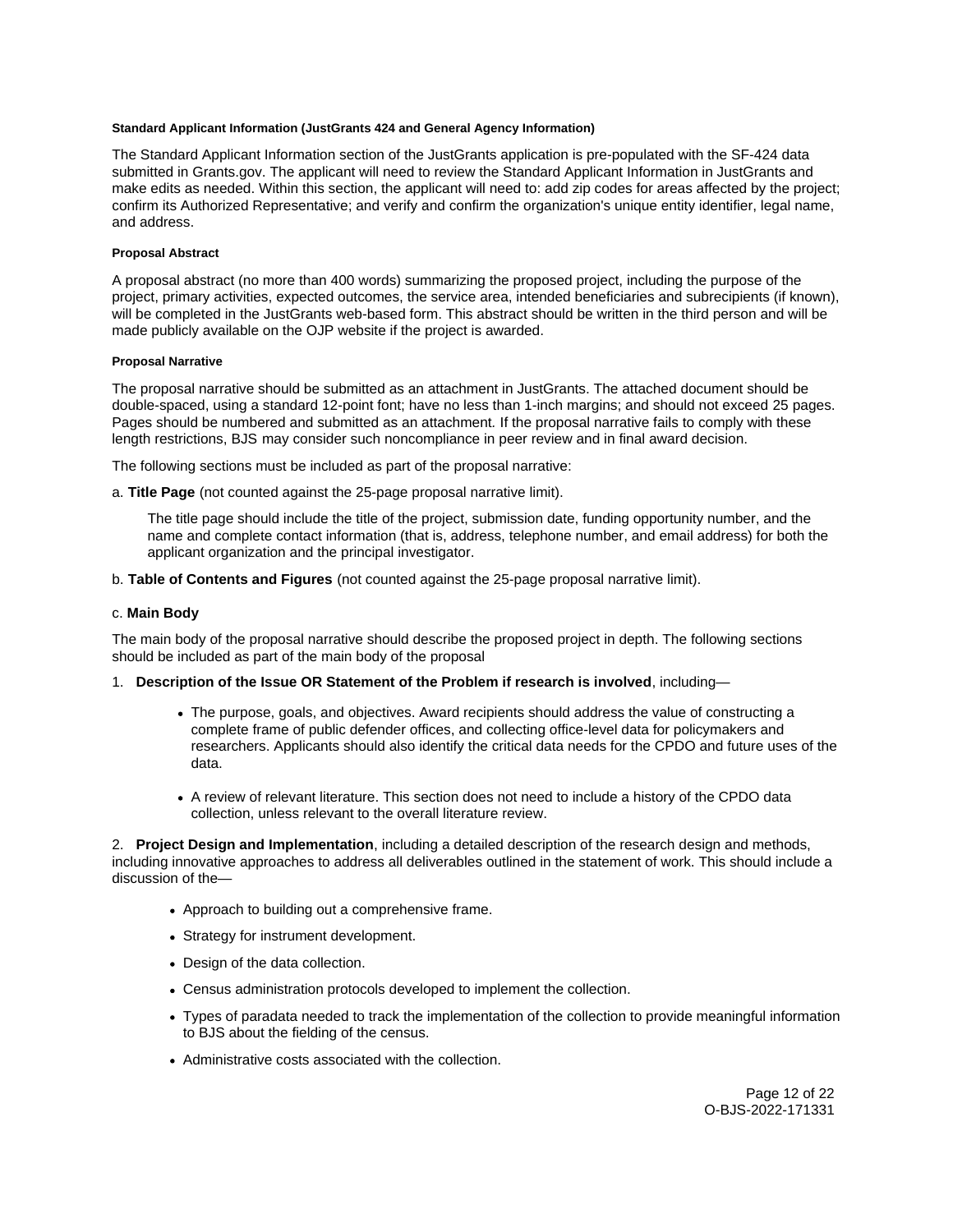#### Standard Applicant Information (JustGrants 424 and General Agency Information)

The Standard Applicant Information section of the JustGrants application is pre-populated with the SF-424 data submitted in Grants.gov. The applicant will need to review the Standard Applicant Information in JustGrants and make edits as needed. Within this section, the applicant will need to: add zip codes for areas affected by the project; confirm its Authorized Representative; and verify and confirm the organization's unique entity identifier, legal name, and address.

#### Proposal Abstract

A proposal abstract (no more than 400 words) summarizing the proposed project, including the purpose of the project, primary activities, expected outcomes, the service area, intended beneficiaries and subrecipients (if known), will be completed in the JustGrants web-based form. This abstract should be written in the third person and will be made publicly available on the OJP website if the project is awarded.

#### Proposal Narrative

The proposal narrative should be submitted as an attachment in JustGrants. The attached document should be double-spaced, using a standard 12-point font; have no less than 1-inch margins; and should not exceed 25 pages. Pages should be numbered and submitted as an attachment. If the proposal narrative fails to comply with these length restrictions, BJS may consider such noncompliance in peer review and in final award decision.

The following sections must be included as part of the proposal narrative:

a. **Title Page** (not counted against the 25-page proposal narrative limit).

> The title page should include the title of the project, submission date, funding opportunity number, and the name and complete contact information (that is, address, telephone number, and email address) for both the applicant organization and the principal investigator.

b. **Table of Contents and Figures** (not counted against the 25-page proposal narrative limit).

c. **Main Body**

The main body of the proposal narrative should describe the proposed project in depth. The following sections should be included as part of the main body of the proposal

1. **Description of the Issue OR Statement of the Problem if research is involved**, including—
   - The purpose, goals, and objectives. Award recipients should address the value of constructing a complete frame of public defender offices, and collecting office-level data for policymakers and researchers. Applicants should also identify the critical data needs for the CPDO and future uses of the data.
   - A review of relevant literature. This section does not need to include a history of the CPDO data collection, unless relevant to the overall literature review.

2. **Project Design and Implementation**, including a detailed description of the research design and methods, including innovative approaches to address all deliverables outlined in the statement of work. This should include a discussion of the—
   - Approach to building out a comprehensive frame.
   - Strategy for instrument development.
   - Design of the data collection.
   - Census administration protocols developed to implement the collection.
   - Types of paradata needed to track the implementation of the collection to provide meaningful information to BJS about the fielding of the census.
   - Administrative costs associated with the collection.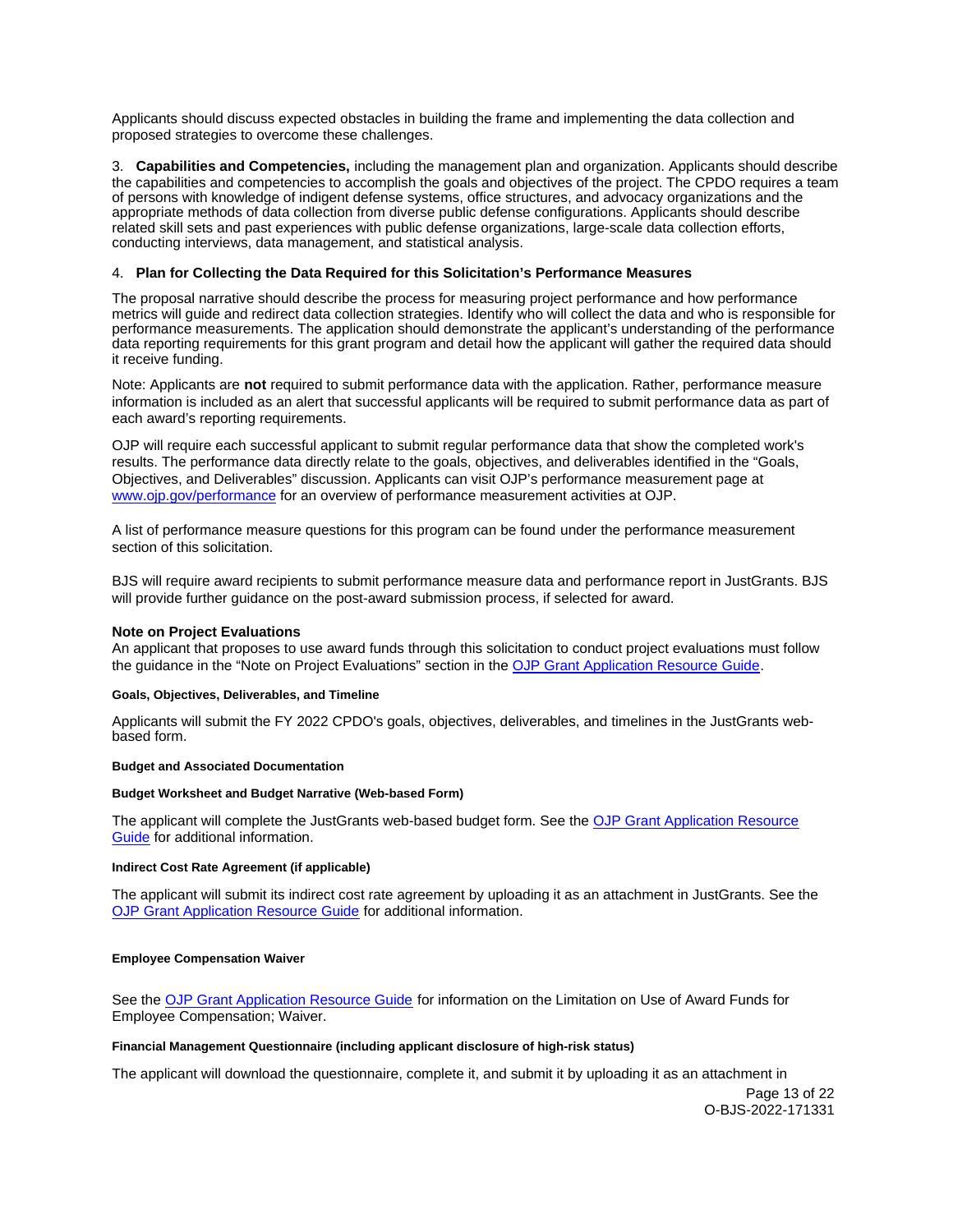Applicants should discuss expected obstacles in building the frame and implementing the data collection and proposed strategies to overcome these challenges.

3. **Capabilities and Competencies,** including the management plan and organization. Applicants should describe the capabilities and competencies to accomplish the goals and objectives of the project. The CPDO requires a team of persons with knowledge of indigent defense systems, office structures, and advocacy organizations and the appropriate methods of data collection from diverse public defense configurations. Applicants should describe related skill sets and past experiences with public defense organizations, large-scale data collection efforts, conducting interviews, data management, and statistical analysis.

4. **Plan for Collecting the Data Required for this Solicitation's Performance Measures**

The proposal narrative should describe the process for measuring project performance and how performance metrics will guide and redirect data collection strategies. Identify who will collect the data and who is responsible for performance measurements. The application should demonstrate the applicant's understanding of the performance data reporting requirements for this grant program and detail how the applicant will gather the required data should it receive funding.

Note: Applicants are **not** required to submit performance data with the application. Rather, performance measure information is included as an alert that successful applicants will be required to submit performance data as part of each award's reporting requirements.

OJP will require each successful applicant to submit regular performance data that show the completed work's results. The performance data directly relate to the goals, objectives, and deliverables identified in the "Goals, Objectives, and Deliverables" discussion. Applicants can visit OJP's performance measurement page at [www.ojp.gov/performance](www.ojp.gov/performance) for an overview of performance measurement activities at OJP.

A list of performance measure questions for this program can be found under the performance measurement section of this solicitation.

BJS will require award recipients to submit performance measure data and performance report in JustGrants. BJS will provide further guidance on the post-award submission process, if selected for award.

### Note on Project Evaluations

An applicant that proposes to use award funds through this solicitation to conduct project evaluations must follow the guidance in the "Note on Project Evaluations" section in the OJP Grant Application Resource Guide.

#### Goals, Objectives, Deliverables, and Timeline

Applicants will submit the FY 2022 CPDO's goals, objectives, deliverables, and timelines in the JustGrants web-based form.

#### Budget and Associated Documentation

#### Budget Worksheet and Budget Narrative (Web-based Form)

The applicant will complete the JustGrants web-based budget form. See the OJP Grant Application Resource Guide for additional information.

#### Indirect Cost Rate Agreement (if applicable)

The applicant will submit its indirect cost rate agreement by uploading it as an attachment in JustGrants. See the OJP Grant Application Resource Guide for additional information.

#### Employee Compensation Waiver

See the OJP Grant Application Resource Guide for information on the Limitation on Use of Award Funds for Employee Compensation; Waiver.

#### Financial Management Questionnaire (including applicant disclosure of high-risk status)

The applicant will download the questionnaire, complete it, and submit it by uploading it as an attachment in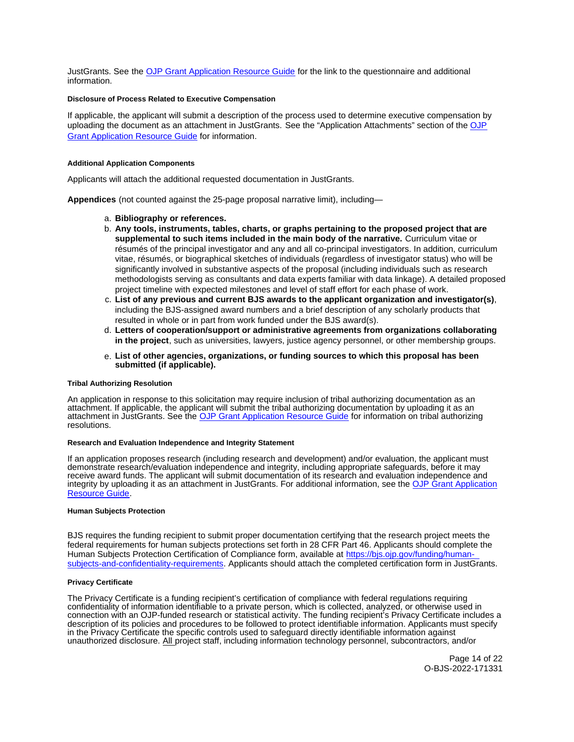JustGrants. See the OJP Grant Application Resource Guide for the link to the questionnaire and additional information.

#### Disclosure of Process Related to Executive Compensation

If applicable, the applicant will submit a description of the process used to determine executive compensation by uploading the document as an attachment in JustGrants. See the "Application Attachments" section of the OJP Grant Application Resource Guide for information.

#### Additional Application Components

Applicants will attach the additional requested documentation in JustGrants.

**Appendices** (not counted against the 25-page proposal narrative limit), including—

a. **Bibliography or references.**
b. **Any tools, instruments, tables, charts, or graphs pertaining to the proposed project that are supplemental to such items included in the main body of the narrative.** Curriculum vitae or résumés of the principal investigator and any and all co-principal investigators. In addition, curriculum vitae, résumés, or biographical sketches of individuals (regardless of investigator status) who will be significantly involved in substantive aspects of the proposal (including individuals such as research methodologists serving as consultants and data experts familiar with data linkage). A detailed proposed project timeline with expected milestones and level of staff effort for each phase of work.
c. **List of any previous and current BJS awards to the applicant organization and investigator(s)**, including the BJS-assigned award numbers and a brief description of any scholarly products that resulted in whole or in part from work funded under the BJS award(s).
d. **Letters of cooperation/support or administrative agreements from organizations collaborating in the project**, such as universities, lawyers, justice agency personnel, or other membership groups.
e. **List of other agencies, organizations, or funding sources to which this proposal has been submitted (if applicable).**

#### Tribal Authorizing Resolution

An application in response to this solicitation may require inclusion of tribal authorizing documentation as an attachment. If applicable, the applicant will submit the tribal authorizing documentation by uploading it as an attachment in JustGrants. See the OJP Grant Application Resource Guide for information on tribal authorizing resolutions.

#### Research and Evaluation Independence and Integrity Statement

If an application proposes research (including research and development) and/or evaluation, the applicant must demonstrate research/evaluation independence and integrity, including appropriate safeguards, before it may receive award funds. The applicant will submit documentation of its research and evaluation independence and integrity by uploading it as an attachment in JustGrants. For additional information, see the OJP Grant Application Resource Guide.

#### Human Subjects Protection

BJS requires the funding recipient to submit proper documentation certifying that the research project meets the federal requirements for human subjects protections set forth in 28 CFR Part 46. Applicants should complete the Human Subjects Protection Certification of Compliance form, available at https://bjs.ojp.gov/funding/human-subjects-and-confidentiality-requirements. Applicants should attach the completed certification form in JustGrants.

#### Privacy Certificate

The Privacy Certificate is a funding recipient's certification of compliance with federal regulations requiring confidentiality of information identifiable to a private person, which is collected, analyzed, or otherwise used in connection with an OJP-funded research or statistical activity. The funding recipient's Privacy Certificate includes a description of its policies and procedures to be followed to protect identifiable information. Applicants must specify in the Privacy Certificate the specific controls used to safeguard directly identifiable information against unauthorized disclosure. All project staff, including information technology personnel, subcontractors, and/or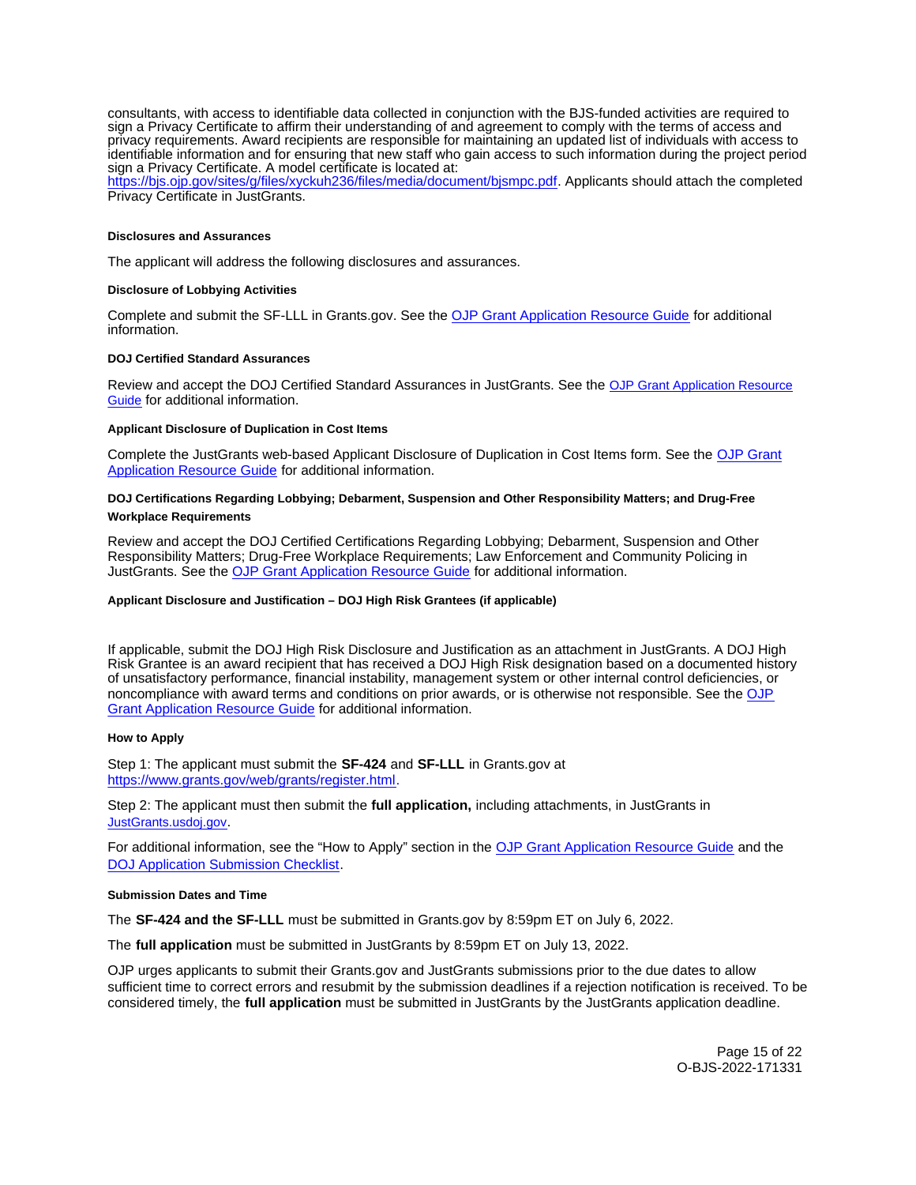consultants, with access to identifiable data collected in conjunction with the BJS-funded activities are required to sign a Privacy Certificate to affirm their understanding of and agreement to comply with the terms of access and privacy requirements. Award recipients are responsible for maintaining an updated list of individuals with access to identifiable information and for ensuring that new staff who gain access to such information during the project period sign a Privacy Certificate. A model certificate is located at: [https://bjs.ojp.gov/sites/g/files/xyckuh236/files/media/document/bjsmpc.pdf](https://bjs.ojp.gov/sites/g/files/xyckuh236/files/media/document/bjsmpc.pdf). Applicants should attach the completed Privacy Certificate in JustGrants.

#### Disclosures and Assurances

The applicant will address the following disclosures and assurances.

#### Disclosure of Lobbying Activities

Complete and submit the SF-LLL in Grants.gov. See the OJP Grant Application Resource Guide for additional information.

#### DOJ Certified Standard Assurances

Review and accept the DOJ Certified Standard Assurances in JustGrants. See the OJP Grant Application Resource Guide for additional information.

#### Applicant Disclosure of Duplication in Cost Items

Complete the JustGrants web-based Applicant Disclosure of Duplication in Cost Items form. See the OJP Grant Application Resource Guide for additional information.

#### DOJ Certifications Regarding Lobbying; Debarment, Suspension and Other Responsibility Matters; and Drug-Free Workplace Requirements

Review and accept the DOJ Certified Certifications Regarding Lobbying; Debarment, Suspension and Other Responsibility Matters; Drug-Free Workplace Requirements; Law Enforcement and Community Policing in JustGrants. See the OJP Grant Application Resource Guide for additional information.

#### Applicant Disclosure and Justification – DOJ High Risk Grantees (if applicable)

If applicable, submit the DOJ High Risk Disclosure and Justification as an attachment in JustGrants. A DOJ High Risk Grantee is an award recipient that has received a DOJ High Risk designation based on a documented history of unsatisfactory performance, financial instability, management system or other internal control deficiencies, or noncompliance with award terms and conditions on prior awards, or is otherwise not responsible. See the OJP Grant Application Resource Guide for additional information.

#### How to Apply

Step 1: The applicant must submit the **SF-424** and **SF-LLL** in Grants.gov at [https://www.grants.gov/web/grants/register.html](https://www.grants.gov/web/grants/register.html).

Step 2: The applicant must then submit the **full application,** including attachments, in JustGrants in JustGrants.usdoj.gov.

For additional information, see the "How to Apply" section in the OJP Grant Application Resource Guide and the DOJ Application Submission Checklist.

#### Submission Dates and Time

The **SF-424 and the SF-LLL** must be submitted in Grants.gov by 8:59pm ET on July 6, 2022.

The **full application** must be submitted in JustGrants by 8:59pm ET on July 13, 2022.

OJP urges applicants to submit their Grants.gov and JustGrants submissions prior to the due dates to allow sufficient time to correct errors and resubmit by the submission deadlines if a rejection notification is received. To be considered timely, the **full application** must be submitted in JustGrants by the JustGrants application deadline.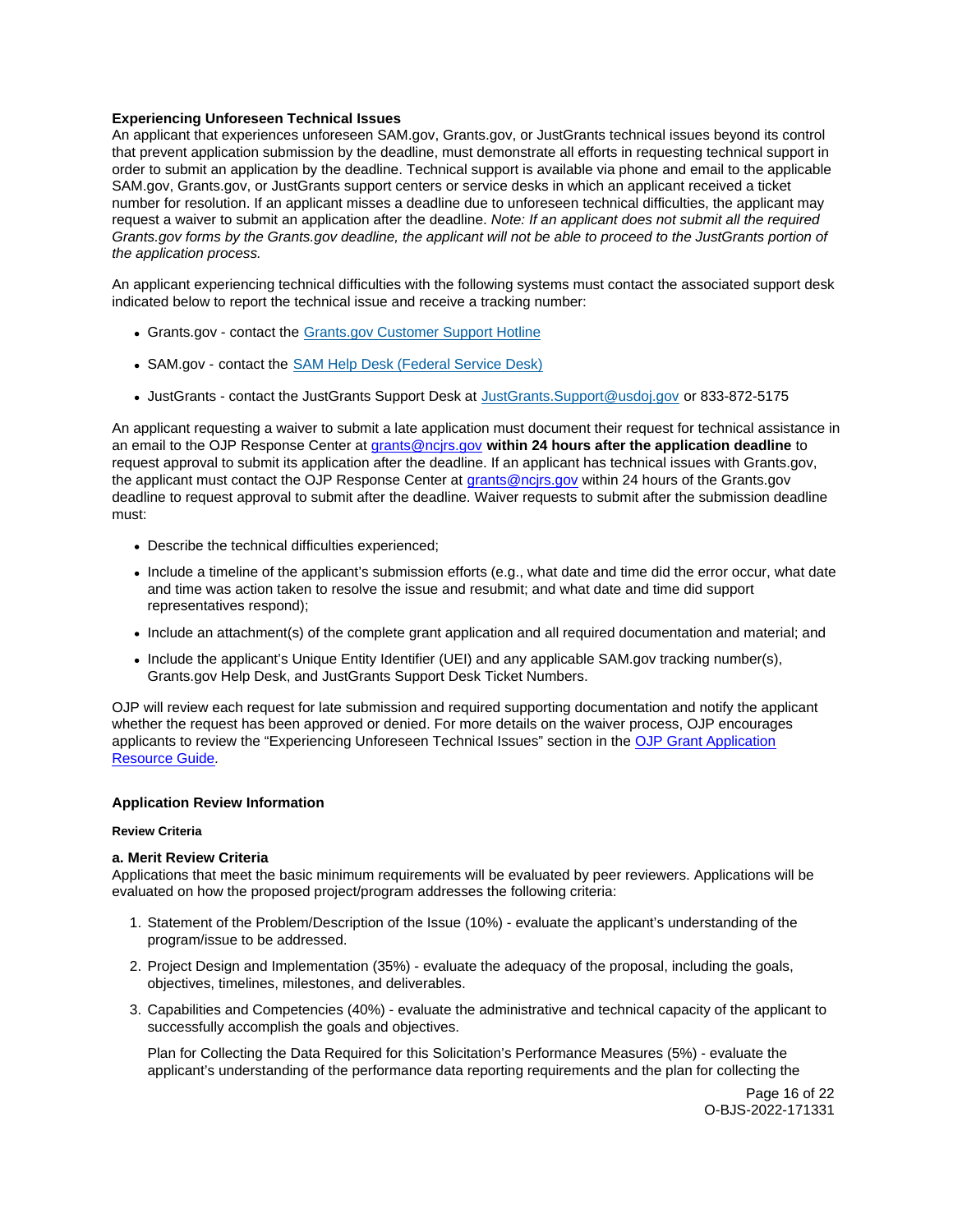**Experiencing Unforeseen Technical Issues**

An applicant that experiences unforeseen SAM.gov, Grants.gov, or JustGrants technical issues beyond its control that prevent application submission by the deadline, must demonstrate all efforts in requesting technical support in order to submit an application by the deadline. Technical support is available via phone and email to the applicable SAM.gov, Grants.gov, or JustGrants support centers or service desks in which an applicant received a ticket number for resolution. If an applicant misses a deadline due to unforeseen technical difficulties, the applicant may request a waiver to submit an application after the deadline. *Note: If an applicant does not submit all the required Grants.gov forms by the Grants.gov deadline, the applicant will not be able to proceed to the JustGrants portion of the application process.*

An applicant experiencing technical difficulties with the following systems must contact the associated support desk indicated below to report the technical issue and receive a tracking number:

- Grants.gov - contact the Grants.gov Customer Support Hotline
- SAM.gov - contact the SAM Help Desk (Federal Service Desk)
- JustGrants - contact the JustGrants Support Desk at JustGrants.Support@usdoj.gov or 833-872-5175

An applicant requesting a waiver to submit a late application must document their request for technical assistance in an email to the OJP Response Center at grants@ncjrs.gov **within 24 hours after the application deadline** to request approval to submit its application after the deadline. If an applicant has technical issues with Grants.gov, the applicant must contact the OJP Response Center at grants@ncjrs.gov within 24 hours of the Grants.gov deadline to request approval to submit after the deadline. Waiver requests to submit after the submission deadline must:

- Describe the technical difficulties experienced;
- Include a timeline of the applicant's submission efforts (e.g., what date and time did the error occur, what date and time was action taken to resolve the issue and resubmit; and what date and time did support representatives respond);
- Include an attachment(s) of the complete grant application and all required documentation and material; and
- Include the applicant's Unique Entity Identifier (UEI) and any applicable SAM.gov tracking number(s), Grants.gov Help Desk, and JustGrants Support Desk Ticket Numbers.

OJP will review each request for late submission and required supporting documentation and notify the applicant whether the request has been approved or denied. For more details on the waiver process, OJP encourages applicants to review the "Experiencing Unforeseen Technical Issues" section in the OJP Grant Application Resource Guide.

## Application Review Information

#### Review Criteria

**a. Merit Review Criteria**

Applications that meet the basic minimum requirements will be evaluated by peer reviewers. Applications will be evaluated on how the proposed project/program addresses the following criteria:

1. Statement of the Problem/Description of the Issue (10%) - evaluate the applicant's understanding of the program/issue to be addressed.
2. Project Design and Implementation (35%) - evaluate the adequacy of the proposal, including the goals, objectives, timelines, milestones, and deliverables.
3. Capabilities and Competencies (40%) - evaluate the administrative and technical capacity of the applicant to successfully accomplish the goals and objectives.

   Plan for Collecting the Data Required for this Solicitation's Performance Measures (5%) - evaluate the applicant's understanding of the performance data reporting requirements and the plan for collecting the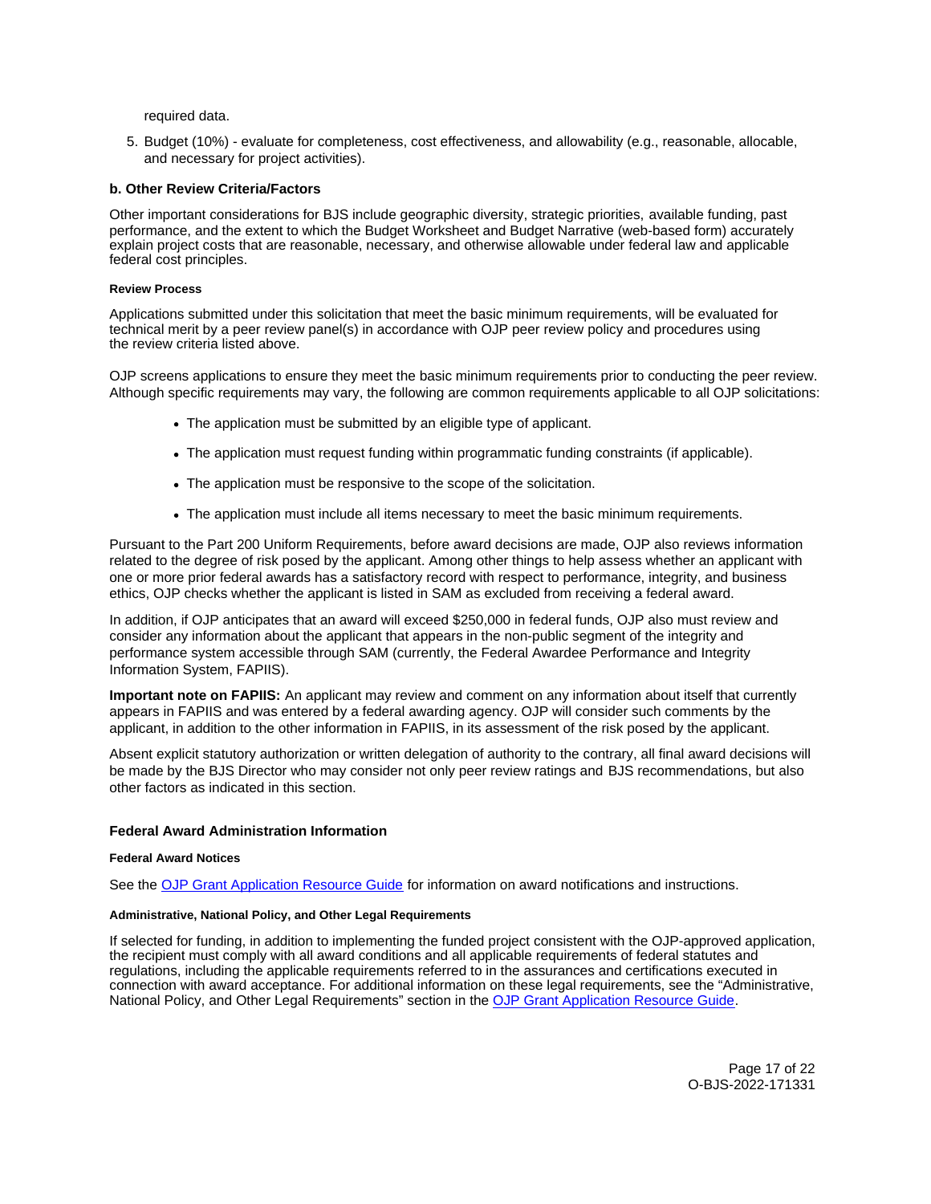required data.

5. Budget (10%) - evaluate for completeness, cost effectiveness, and allowability (e.g., reasonable, allocable, and necessary for project activities).

**b. Other Review Criteria/Factors**

Other important considerations for BJS include geographic diversity, strategic priorities, available funding, past performance, and the extent to which the Budget Worksheet and Budget Narrative (web-based form) accurately explain project costs that are reasonable, necessary, and otherwise allowable under federal law and applicable federal cost principles.

#### Review Process

Applications submitted under this solicitation that meet the basic minimum requirements, will be evaluated for technical merit by a peer review panel(s) in accordance with OJP peer review policy and procedures using the review criteria listed above.

OJP screens applications to ensure they meet the basic minimum requirements prior to conducting the peer review. Although specific requirements may vary, the following are common requirements applicable to all OJP solicitations:

- The application must be submitted by an eligible type of applicant.
- The application must request funding within programmatic funding constraints (if applicable).
- The application must be responsive to the scope of the solicitation.
- The application must include all items necessary to meet the basic minimum requirements.

Pursuant to the Part 200 Uniform Requirements, before award decisions are made, OJP also reviews information related to the degree of risk posed by the applicant. Among other things to help assess whether an applicant with one or more prior federal awards has a satisfactory record with respect to performance, integrity, and business ethics, OJP checks whether the applicant is listed in SAM as excluded from receiving a federal award.

In addition, if OJP anticipates that an award will exceed $250,000 in federal funds, OJP also must review and consider any information about the applicant that appears in the non-public segment of the integrity and performance system accessible through SAM (currently, the Federal Awardee Performance and Integrity Information System, FAPIIS).

**Important note on FAPIIS:** An applicant may review and comment on any information about itself that currently appears in FAPIIS and was entered by a federal awarding agency. OJP will consider such comments by the applicant, in addition to the other information in FAPIIS, in its assessment of the risk posed by the applicant.

Absent explicit statutory authorization or written delegation of authority to the contrary, all final award decisions will be made by the BJS Director who may consider not only peer review ratings and BJS recommendations, but also other factors as indicated in this section.

### Federal Award Administration Information

#### Federal Award Notices

See the OJP Grant Application Resource Guide for information on award notifications and instructions.

#### Administrative, National Policy, and Other Legal Requirements

If selected for funding, in addition to implementing the funded project consistent with the OJP-approved application, the recipient must comply with all award conditions and all applicable requirements of federal statutes and regulations, including the applicable requirements referred to in the assurances and certifications executed in connection with award acceptance. For additional information on these legal requirements, see the "Administrative, National Policy, and Other Legal Requirements" section in the OJP Grant Application Resource Guide.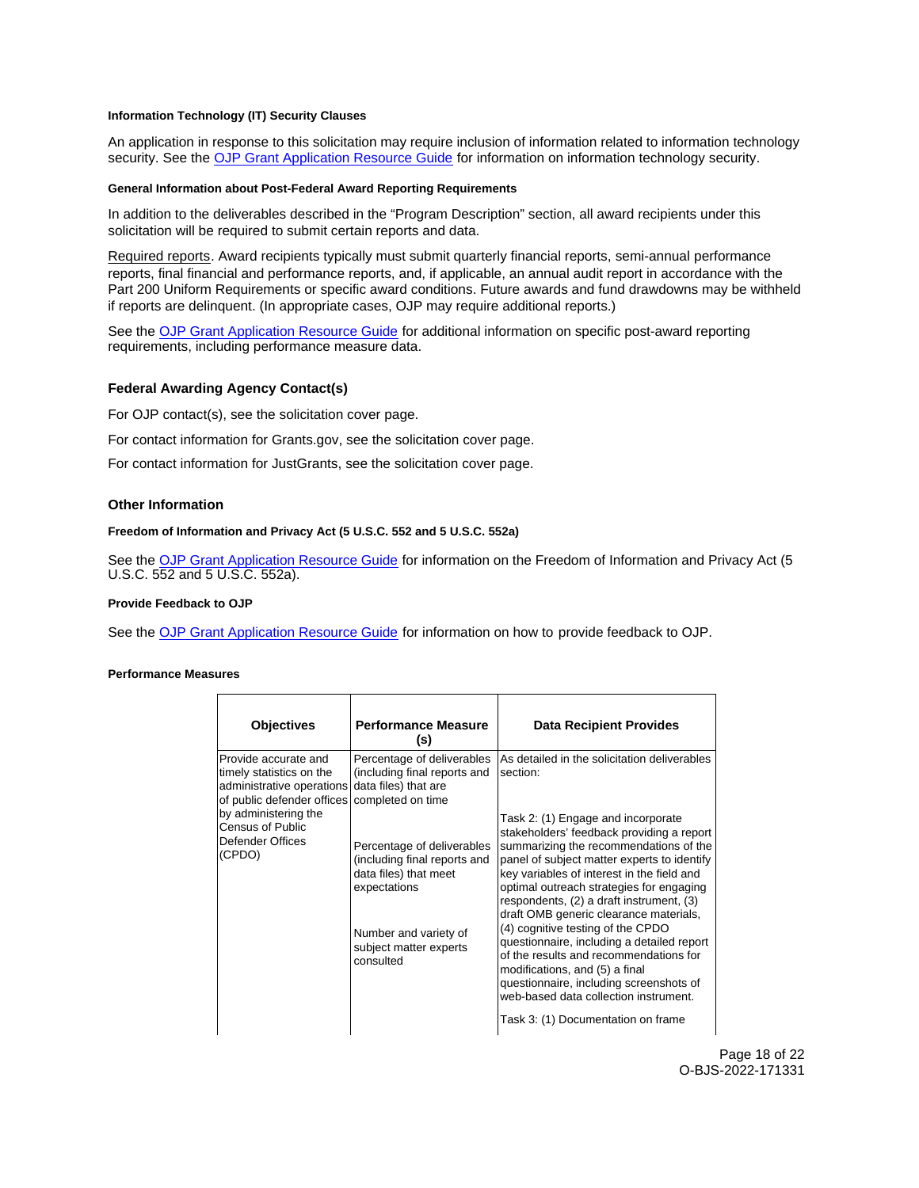#### Information Technology (IT) Security Clauses

An application in response to this solicitation may require inclusion of information related to information technology security. See the OJP Grant Application Resource Guide for information on information technology security.

#### General Information about Post-Federal Award Reporting Requirements

In addition to the deliverables described in the "Program Description" section, all award recipients under this solicitation will be required to submit certain reports and data.

Required reports. Award recipients typically must submit quarterly financial reports, semi-annual performance reports, final financial and performance reports, and, if applicable, an annual audit report in accordance with the Part 200 Uniform Requirements or specific award conditions. Future awards and fund drawdowns may be withheld if reports are delinquent. (In appropriate cases, OJP may require additional reports.)

See the OJP Grant Application Resource Guide for additional information on specific post-award reporting requirements, including performance measure data.

### Federal Awarding Agency Contact(s)

For OJP contact(s), see the solicitation cover page.

For contact information for Grants.gov, see the solicitation cover page.

For contact information for JustGrants, see the solicitation cover page.

### Other Information

#### Freedom of Information and Privacy Act (5 U.S.C. 552 and 5 U.S.C. 552a)

See the OJP Grant Application Resource Guide for information on the Freedom of Information and Privacy Act (5 U.S.C. 552 and 5 U.S.C. 552a).

#### Provide Feedback to OJP

See the OJP Grant Application Resource Guide for information on how to provide feedback to OJP.

#### Performance Measures

| Objectives | Performance Measure (s) | Data Recipient Provides |
| --- | --- | --- |
| Provide accurate and timely statistics on the administrative operations of public defender offices by administering the Census of Public Defender Offices (CPDO) | Percentage of deliverables (including final reports and data files) that are completed on time<br><br>Percentage of deliverables (including final reports and data files) that meet expectations<br><br>Number and variety of subject matter experts consulted | As detailed in the solicitation deliverables section:<br><br>Task 2: (1) Engage and incorporate stakeholders' feedback providing a report summarizing the recommendations of the panel of subject matter experts to identify key variables of interest in the field and optimal outreach strategies for engaging respondents, (2) a draft instrument, (3) draft OMB generic clearance materials, (4) cognitive testing of the CPDO questionnaire, including a detailed report of the results and recommendations for modifications, and (5) a final questionnaire, including screenshots of web-based data collection instrument.<br><br>Task 3: (1) Documentation on frame |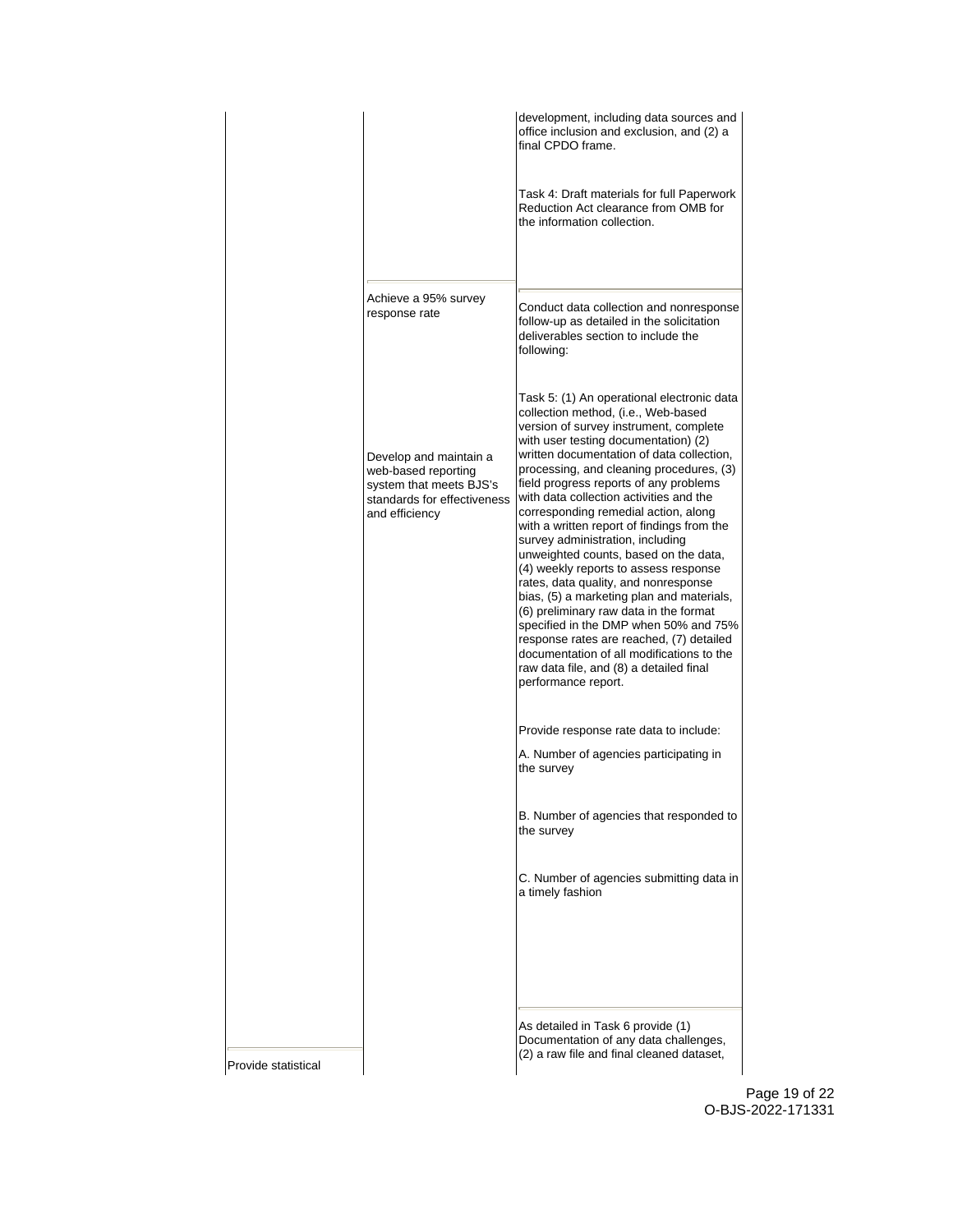| | | |
|---|---|---|
| | | development, including data sources and office inclusion and exclusion, and (2) a final CPDO frame.<br><br>Task 4: Draft materials for full Paperwork Reduction Act clearance from OMB for the information collection. |
| | Achieve a 95% survey response rate<br><br>Develop and maintain a web-based reporting system that meets BJS's standards for effectiveness and efficiency | Conduct data collection and nonresponse follow-up as detailed in the solicitation deliverables section to include the following:<br><br>Task 5: (1) An operational electronic data collection method, (i.e., Web-based version of survey instrument, complete with user testing documentation) (2) written documentation of data collection, processing, and cleaning procedures, (3) field progress reports of any problems with data collection activities and the corresponding remedial action, along with a written report of findings from the survey administration, including unweighted counts, based on the data, (4) weekly reports to assess response rates, data quality, and nonresponse bias, (5) a marketing plan and materials, (6) preliminary raw data in the format specified in the DMP when 50% and 75% response rates are reached, (7) detailed documentation of all modifications to the raw data file, and (8) a detailed final performance report.<br><br>Provide response rate data to include:<br><br>A. Number of agencies participating in the survey<br><br>B. Number of agencies that responded to the survey<br><br>C. Number of agencies submitting data in a timely fashion |
| Provide statistical | | As detailed in Task 6 provide (1) Documentation of any data challenges, (2) a raw file and final cleaned dataset, |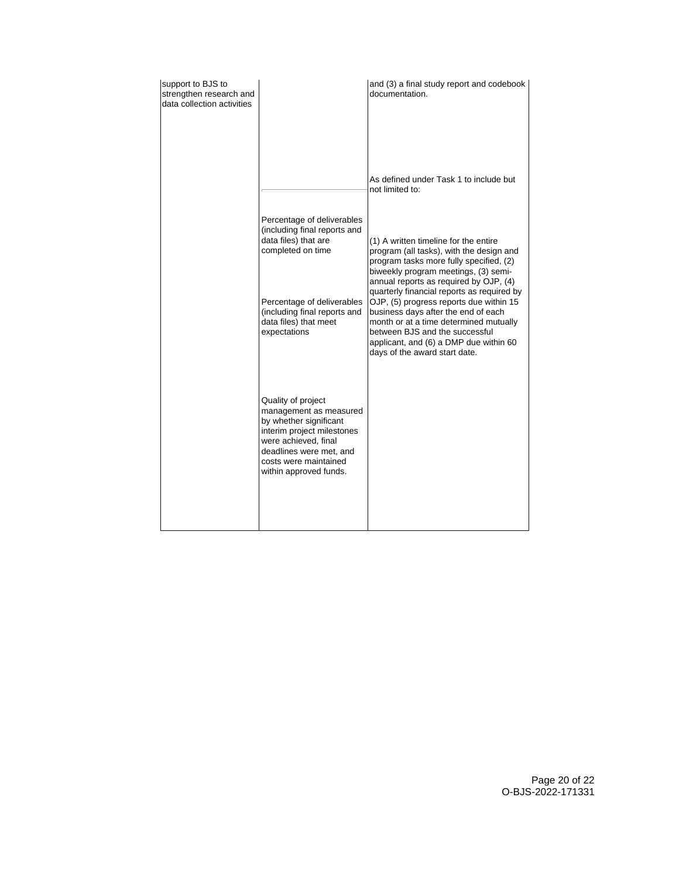| | | |
|---|---|---|
| support to BJS to strengthen research and data collection activities | | and (3) a final study report and codebook documentation. |
| | Percentage of deliverables (including final reports and data files) that are completed on time<br><br>Percentage of deliverables (including final reports and data files) that meet expectations<br><br>Quality of project management as measured by whether significant interim project milestones were achieved, final deadlines were met, and costs were maintained within approved funds. | As defined under Task 1 to include but not limited to:<br><br>(1) A written timeline for the entire program (all tasks), with the design and program tasks more fully specified, (2) biweekly program meetings, (3) semi-annual reports as required by OJP, (4) quarterly financial reports as required by OJP, (5) progress reports due within 15 business days after the end of each month or at a time determined mutually between BJS and the successful applicant, and (6) a DMP due within 60 days of the award start date. |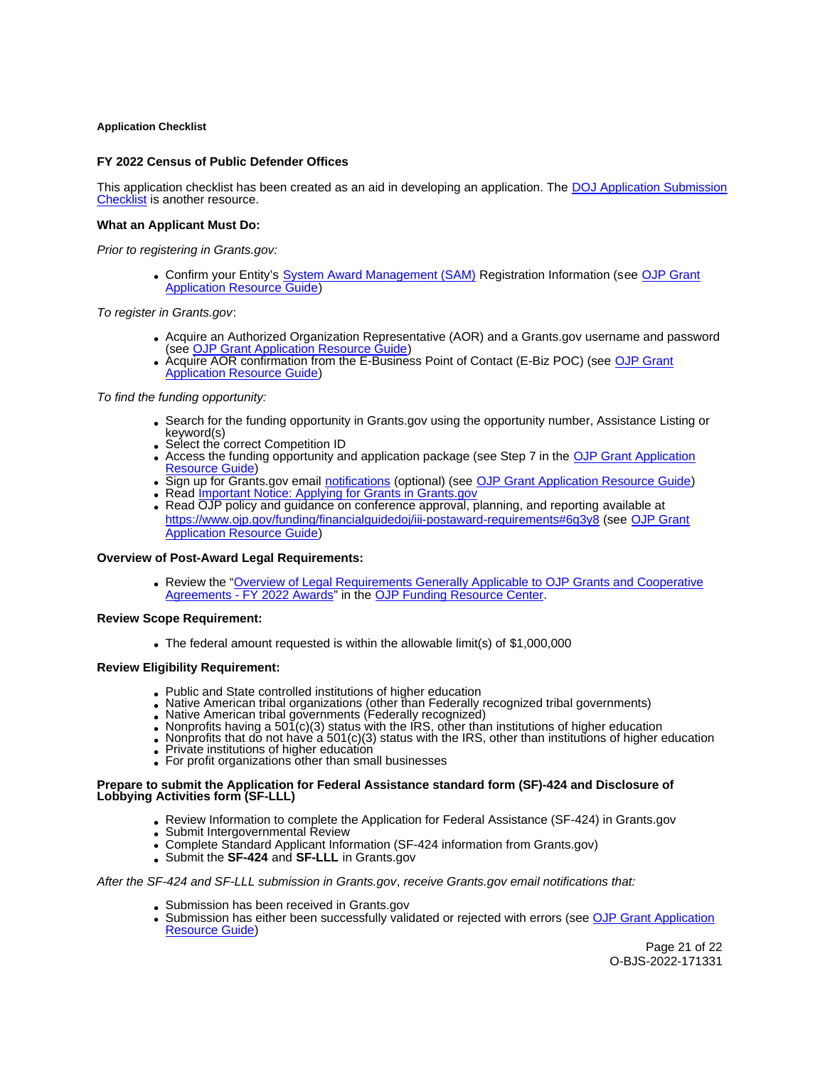**Application Checklist**

**FY 2022 Census of Public Defender Offices**

This application checklist has been created as an aid in developing an application. The DOJ Application Submission Checklist is another resource.

**What an Applicant Must Do:**

*Prior to registering in Grants.gov:*

- Confirm your Entity's System Award Management (SAM) Registration Information (see OJP Grant Application Resource Guide)

*To register in Grants.gov*:

- Acquire an Authorized Organization Representative (AOR) and a Grants.gov username and password (see OJP Grant Application Resource Guide)
- Acquire AOR confirmation from the E-Business Point of Contact (E-Biz POC) (see OJP Grant Application Resource Guide)

*To find the funding opportunity:*

- Search for the funding opportunity in Grants.gov using the opportunity number, Assistance Listing or keyword(s)
- Select the correct Competition ID
- Access the funding opportunity and application package (see Step 7 in the OJP Grant Application Resource Guide)
- Sign up for Grants.gov email notifications (optional) (see OJP Grant Application Resource Guide)
- Read Important Notice: Applying for Grants in Grants.gov
- Read OJP policy and guidance on conference approval, planning, and reporting available at https://www.ojp.gov/funding/financialguidedoj/iii-postaward-requirements#6g3y8 (see OJP Grant Application Resource Guide)

**Overview of Post-Award Legal Requirements:**

- Review the "Overview of Legal Requirements Generally Applicable to OJP Grants and Cooperative Agreements - FY 2022 Awards" in the OJP Funding Resource Center.

**Review Scope Requirement:**

- The federal amount requested is within the allowable limit(s) of $1,000,000

**Review Eligibility Requirement:**

- Public and State controlled institutions of higher education
- Native American tribal organizations (other than Federally recognized tribal governments)
- Native American tribal governments (Federally recognized)
- Nonprofits having a 501(c)(3) status with the IRS, other than institutions of higher education
- Nonprofits that do not have a 501(c)(3) status with the IRS, other than institutions of higher education
- Private institutions of higher education
- For profit organizations other than small businesses

**Prepare to submit the Application for Federal Assistance standard form (SF)-424 and Disclosure of Lobbying Activities form (SF-LLL)**

- Review Information to complete the Application for Federal Assistance (SF-424) in Grants.gov
- Submit Intergovernmental Review
- Complete Standard Applicant Information (SF-424 information from Grants.gov)
- Submit the **SF-424** and **SF-LLL** in Grants.gov

*After the SF-424 and SF-LLL submission in Grants.gov*, *receive Grants.gov email notifications that:*

- Submission has been received in Grants.gov
- Submission has either been successfully validated or rejected with errors (see OJP Grant Application Resource Guide)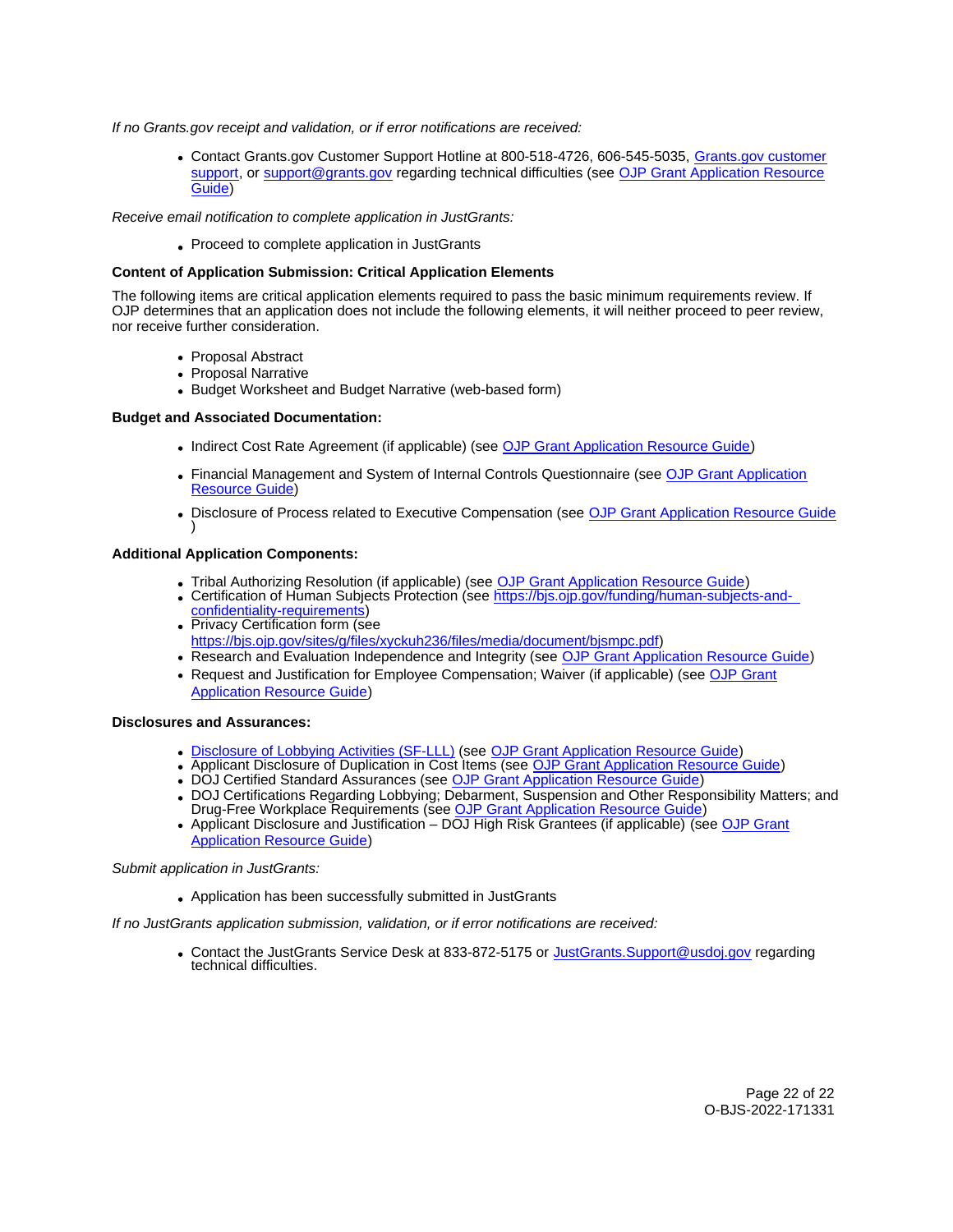*If no Grants.gov receipt and validation, or if error notifications are received:*

- Contact Grants.gov Customer Support Hotline at 800-518-4726, 606-545-5035, Grants.gov customer support, or support@grants.gov regarding technical difficulties (see OJP Grant Application Resource Guide)

*Receive email notification to complete application in JustGrants:*

- Proceed to complete application in JustGrants

**Content of Application Submission: Critical Application Elements**

The following items are critical application elements required to pass the basic minimum requirements review. If OJP determines that an application does not include the following elements, it will neither proceed to peer review, nor receive further consideration.

- Proposal Abstract
- Proposal Narrative
- Budget Worksheet and Budget Narrative (web-based form)

**Budget and Associated Documentation:**

- Indirect Cost Rate Agreement (if applicable) (see OJP Grant Application Resource Guide)
- Financial Management and System of Internal Controls Questionnaire (see OJP Grant Application Resource Guide)
- Disclosure of Process related to Executive Compensation (see OJP Grant Application Resource Guide)

**Additional Application Components:**

- Tribal Authorizing Resolution (if applicable) (see OJP Grant Application Resource Guide)
- Certification of Human Subjects Protection (see https://bjs.ojp.gov/funding/human-subjects-and-confidentiality-requirements)
- Privacy Certification form (see https://bjs.ojp.gov/sites/g/files/xyckuh236/files/media/document/bjsmpc.pdf)
- Research and Evaluation Independence and Integrity (see OJP Grant Application Resource Guide)
- Request and Justification for Employee Compensation; Waiver (if applicable) (see OJP Grant Application Resource Guide)

**Disclosures and Assurances:**

- Disclosure of Lobbying Activities (SF-LLL) (see OJP Grant Application Resource Guide)
- Applicant Disclosure of Duplication in Cost Items (see OJP Grant Application Resource Guide)
- DOJ Certified Standard Assurances (see OJP Grant Application Resource Guide)
- DOJ Certifications Regarding Lobbying; Debarment, Suspension and Other Responsibility Matters; and Drug-Free Workplace Requirements (see OJP Grant Application Resource Guide)
- Applicant Disclosure and Justification – DOJ High Risk Grantees (if applicable) (see OJP Grant Application Resource Guide)

*Submit application in JustGrants:*

- Application has been successfully submitted in JustGrants

*If no JustGrants application submission, validation, or if error notifications are received:*

- Contact the JustGrants Service Desk at 833-872-5175 or JustGrants.Support@usdoj.gov regarding technical difficulties.